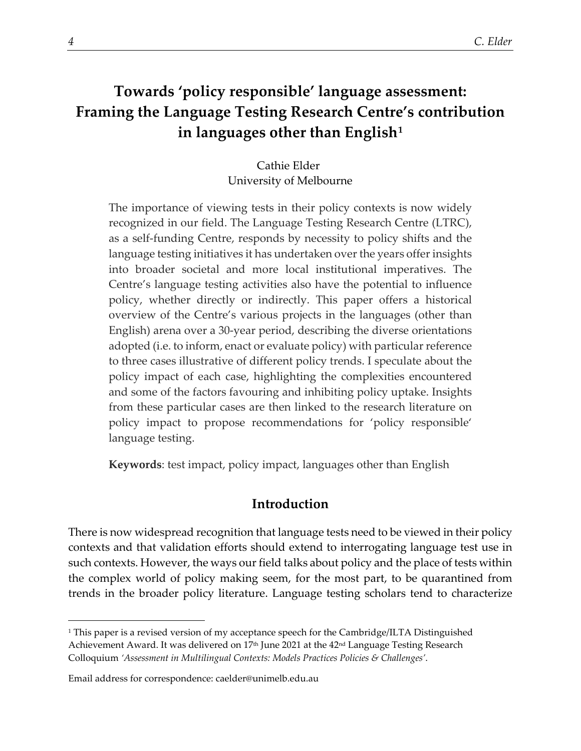# Towards 'policy responsible' language assessment: Framing the Language Testing Research Centre's contribution in languages other than English[1]

Cathie Elder
University of Melbourne

The importance of viewing tests in their policy contexts is now widely recognized in our field. The Language Testing Research Centre (LTRC), as a self-funding Centre, responds by necessity to policy shifts and the language testing initiatives it has undertaken over the years offer insights into broader societal and more local institutional imperatives. The Centre's language testing activities also have the potential to influence policy, whether directly or indirectly. This paper offers a historical overview of the Centre's various projects in the languages (other than English) arena over a 30-year period, describing the diverse orientations adopted (i.e. to inform, enact or evaluate policy) with particular reference to three cases illustrative of different policy trends. I speculate about the policy impact of each case, highlighting the complexities encountered and some of the factors favouring and inhibiting policy uptake. Insights from these particular cases are then linked to the research literature on policy impact to propose recommendations for 'policy responsible' language testing.

**Keywords**: test impact, policy impact, languages other than English

## Introduction

There is now widespread recognition that language tests need to be viewed in their policy contexts and that validation efforts should extend to interrogating language test use in such contexts. However, the ways our field talks about policy and the place of tests within the complex world of policy making seem, for the most part, to be quarantined from trends in the broader policy literature. Language testing scholars tend to characterize

---

[1] This paper is a revised version of my acceptance speech for the Cambridge/ILTA Distinguished Achievement Award. It was delivered on 17th June 2021 at the 42nd Language Testing Research Colloquium *'Assessment in Multilingual Contexts: Models Practices Policies & Challenges'*.

Email address for correspondence: caelder@unimelb.edu.au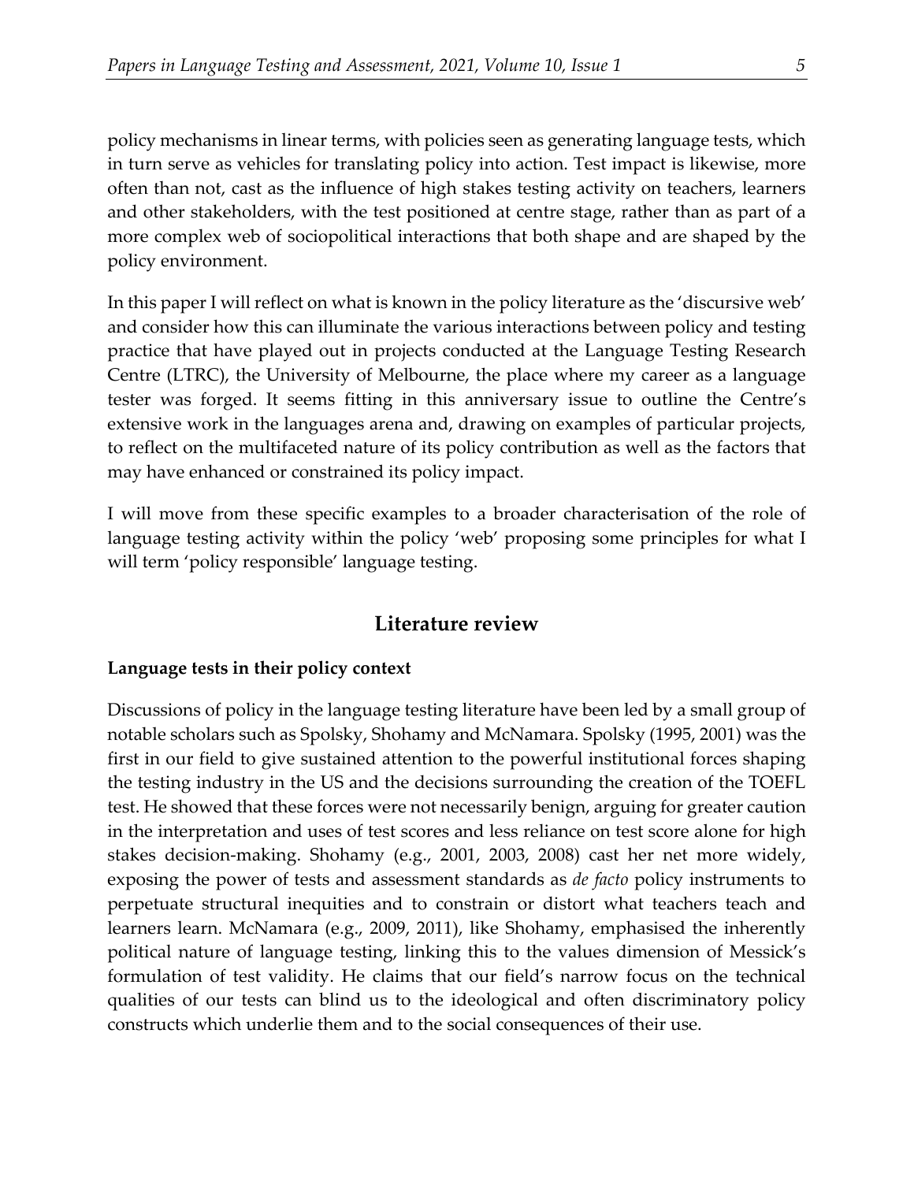policy mechanisms in linear terms, with policies seen as generating language tests, which in turn serve as vehicles for translating policy into action. Test impact is likewise, more often than not, cast as the influence of high stakes testing activity on teachers, learners and other stakeholders, with the test positioned at centre stage, rather than as part of a more complex web of sociopolitical interactions that both shape and are shaped by the policy environment.

In this paper I will reflect on what is known in the policy literature as the 'discursive web' and consider how this can illuminate the various interactions between policy and testing practice that have played out in projects conducted at the Language Testing Research Centre (LTRC), the University of Melbourne, the place where my career as a language tester was forged. It seems fitting in this anniversary issue to outline the Centre's extensive work in the languages arena and, drawing on examples of particular projects, to reflect on the multifaceted nature of its policy contribution as well as the factors that may have enhanced or constrained its policy impact.

I will move from these specific examples to a broader characterisation of the role of language testing activity within the policy 'web' proposing some principles for what I will term 'policy responsible' language testing.

## Literature review

### Language tests in their policy context

Discussions of policy in the language testing literature have been led by a small group of notable scholars such as Spolsky, Shohamy and McNamara. Spolsky (1995, 2001) was the first in our field to give sustained attention to the powerful institutional forces shaping the testing industry in the US and the decisions surrounding the creation of the TOEFL test. He showed that these forces were not necessarily benign, arguing for greater caution in the interpretation and uses of test scores and less reliance on test score alone for high stakes decision-making. Shohamy (e.g., 2001, 2003, 2008) cast her net more widely, exposing the power of tests and assessment standards as *de facto* policy instruments to perpetuate structural inequities and to constrain or distort what teachers teach and learners learn. McNamara (e.g., 2009, 2011), like Shohamy, emphasised the inherently political nature of language testing, linking this to the values dimension of Messick's formulation of test validity. He claims that our field's narrow focus on the technical qualities of our tests can blind us to the ideological and often discriminatory policy constructs which underlie them and to the social consequences of their use.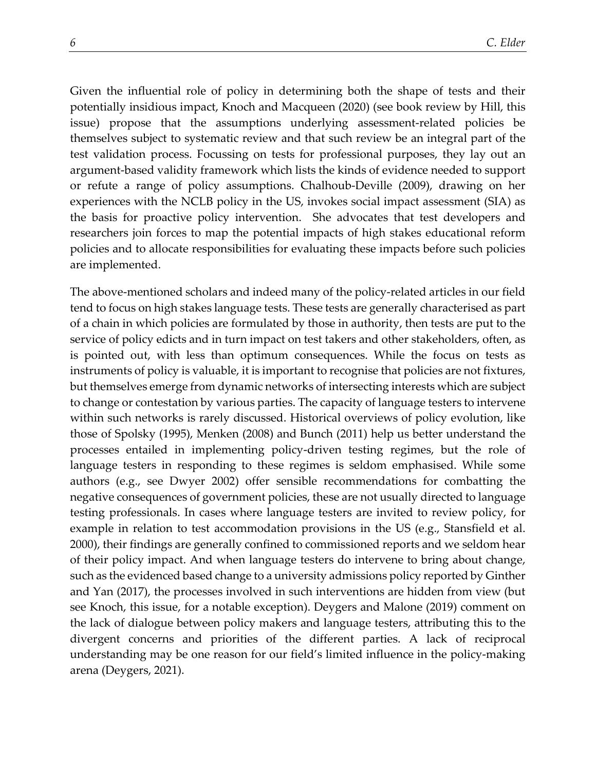Given the influential role of policy in determining both the shape of tests and their potentially insidious impact, Knoch and Macqueen (2020) (see book review by Hill, this issue) propose that the assumptions underlying assessment-related policies be themselves subject to systematic review and that such review be an integral part of the test validation process. Focussing on tests for professional purposes, they lay out an argument-based validity framework which lists the kinds of evidence needed to support or refute a range of policy assumptions. Chalhoub-Deville (2009), drawing on her experiences with the NCLB policy in the US, invokes social impact assessment (SIA) as the basis for proactive policy intervention. She advocates that test developers and researchers join forces to map the potential impacts of high stakes educational reform policies and to allocate responsibilities for evaluating these impacts before such policies are implemented.

The above-mentioned scholars and indeed many of the policy-related articles in our field tend to focus on high stakes language tests. These tests are generally characterised as part of a chain in which policies are formulated by those in authority, then tests are put to the service of policy edicts and in turn impact on test takers and other stakeholders, often, as is pointed out, with less than optimum consequences. While the focus on tests as instruments of policy is valuable, it is important to recognise that policies are not fixtures, but themselves emerge from dynamic networks of intersecting interests which are subject to change or contestation by various parties. The capacity of language testers to intervene within such networks is rarely discussed. Historical overviews of policy evolution, like those of Spolsky (1995), Menken (2008) and Bunch (2011) help us better understand the processes entailed in implementing policy-driven testing regimes, but the role of language testers in responding to these regimes is seldom emphasised. While some authors (e.g., see Dwyer 2002) offer sensible recommendations for combatting the negative consequences of government policies, these are not usually directed to language testing professionals. In cases where language testers are invited to review policy, for example in relation to test accommodation provisions in the US (e.g., Stansfield et al. 2000), their findings are generally confined to commissioned reports and we seldom hear of their policy impact. And when language testers do intervene to bring about change, such as the evidenced based change to a university admissions policy reported by Ginther and Yan (2017), the processes involved in such interventions are hidden from view (but see Knoch, this issue, for a notable exception). Deygers and Malone (2019) comment on the lack of dialogue between policy makers and language testers, attributing this to the divergent concerns and priorities of the different parties. A lack of reciprocal understanding may be one reason for our field's limited influence in the policy-making arena (Deygers, 2021).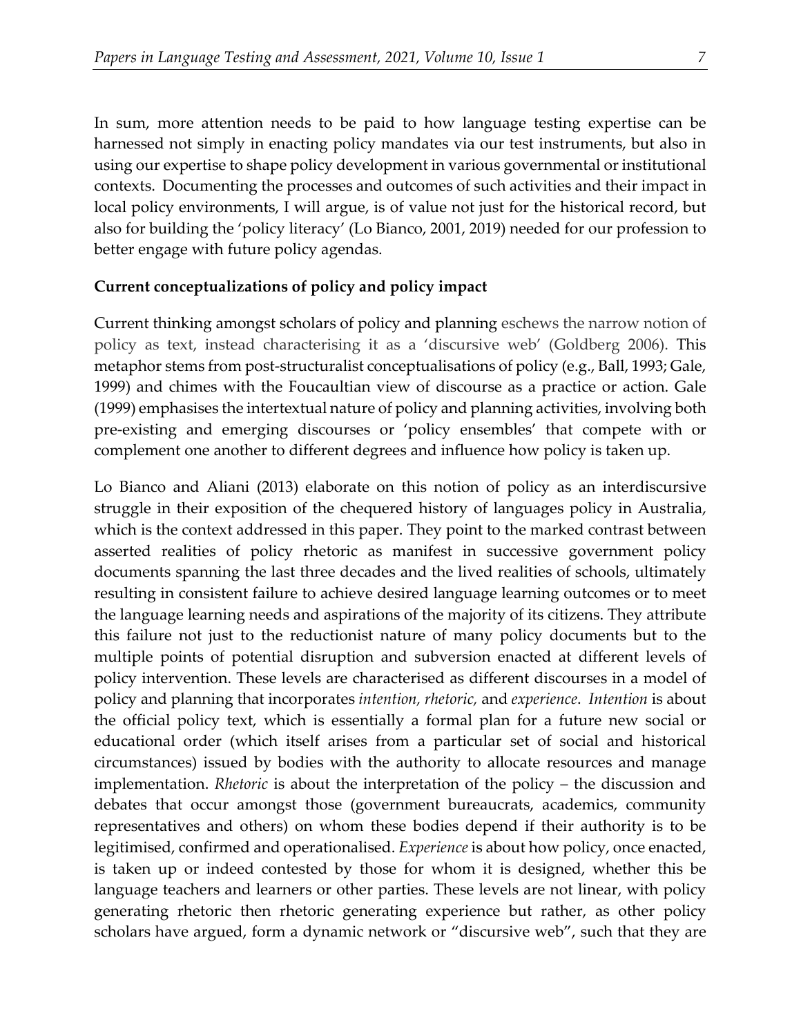In sum, more attention needs to be paid to how language testing expertise can be harnessed not simply in enacting policy mandates via our test instruments, but also in using our expertise to shape policy development in various governmental or institutional contexts. Documenting the processes and outcomes of such activities and their impact in local policy environments, I will argue, is of value not just for the historical record, but also for building the 'policy literacy' (Lo Bianco, 2001, 2019) needed for our profession to better engage with future policy agendas.

**Current conceptualizations of policy and policy impact**

Current thinking amongst scholars of policy and planning eschews the narrow notion of policy as text, instead characterising it as a 'discursive web' (Goldberg 2006). This metaphor stems from post-structuralist conceptualisations of policy (e.g., Ball, 1993; Gale, 1999) and chimes with the Foucaultian view of discourse as a practice or action. Gale (1999) emphasises the intertextual nature of policy and planning activities, involving both pre-existing and emerging discourses or 'policy ensembles' that compete with or complement one another to different degrees and influence how policy is taken up.

Lo Bianco and Aliani (2013) elaborate on this notion of policy as an interdiscursive struggle in their exposition of the chequered history of languages policy in Australia, which is the context addressed in this paper. They point to the marked contrast between asserted realities of policy rhetoric as manifest in successive government policy documents spanning the last three decades and the lived realities of schools, ultimately resulting in consistent failure to achieve desired language learning outcomes or to meet the language learning needs and aspirations of the majority of its citizens. They attribute this failure not just to the reductionist nature of many policy documents but to the multiple points of potential disruption and subversion enacted at different levels of policy intervention. These levels are characterised as different discourses in a model of policy and planning that incorporates *intention, rhetoric,* and *experience*. *Intention* is about the official policy text, which is essentially a formal plan for a future new social or educational order (which itself arises from a particular set of social and historical circumstances) issued by bodies with the authority to allocate resources and manage implementation. *Rhetoric* is about the interpretation of the policy – the discussion and debates that occur amongst those (government bureaucrats, academics, community representatives and others) on whom these bodies depend if their authority is to be legitimised, confirmed and operationalised. *Experience* is about how policy, once enacted, is taken up or indeed contested by those for whom it is designed, whether this be language teachers and learners or other parties. These levels are not linear, with policy generating rhetoric then rhetoric generating experience but rather, as other policy scholars have argued, form a dynamic network or "discursive web", such that they are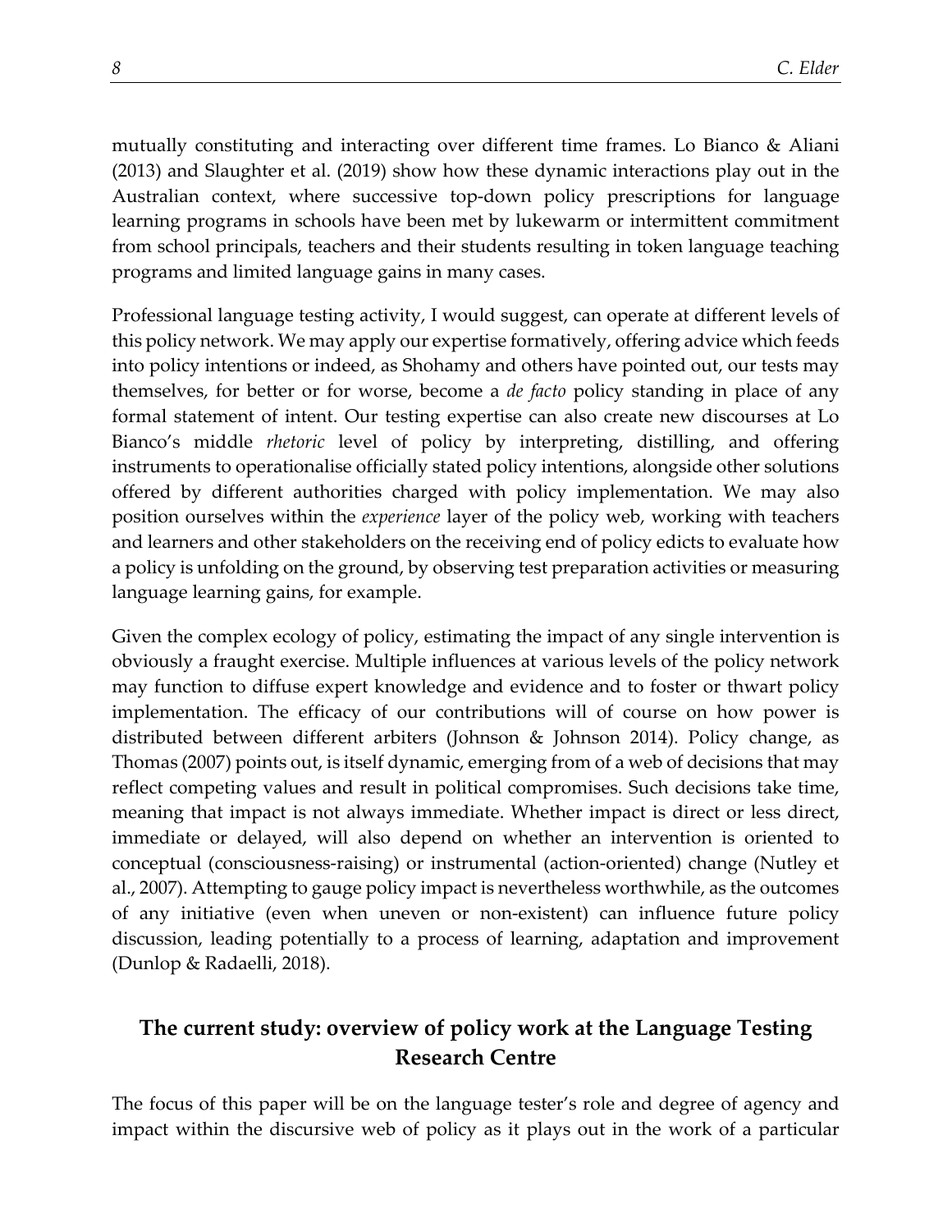mutually constituting and interacting over different time frames. Lo Bianco & Aliani (2013) and Slaughter et al. (2019) show how these dynamic interactions play out in the Australian context, where successive top-down policy prescriptions for language learning programs in schools have been met by lukewarm or intermittent commitment from school principals, teachers and their students resulting in token language teaching programs and limited language gains in many cases.

Professional language testing activity, I would suggest, can operate at different levels of this policy network. We may apply our expertise formatively, offering advice which feeds into policy intentions or indeed, as Shohamy and others have pointed out, our tests may themselves, for better or for worse, become a *de facto* policy standing in place of any formal statement of intent. Our testing expertise can also create new discourses at Lo Bianco's middle *rhetoric* level of policy by interpreting, distilling, and offering instruments to operationalise officially stated policy intentions, alongside other solutions offered by different authorities charged with policy implementation. We may also position ourselves within the *experience* layer of the policy web, working with teachers and learners and other stakeholders on the receiving end of policy edicts to evaluate how a policy is unfolding on the ground, by observing test preparation activities or measuring language learning gains, for example.

Given the complex ecology of policy, estimating the impact of any single intervention is obviously a fraught exercise. Multiple influences at various levels of the policy network may function to diffuse expert knowledge and evidence and to foster or thwart policy implementation. The efficacy of our contributions will of course on how power is distributed between different arbiters (Johnson & Johnson 2014). Policy change, as Thomas (2007) points out, is itself dynamic, emerging from of a web of decisions that may reflect competing values and result in political compromises. Such decisions take time, meaning that impact is not always immediate. Whether impact is direct or less direct, immediate or delayed, will also depend on whether an intervention is oriented to conceptual (consciousness-raising) or instrumental (action-oriented) change (Nutley et al., 2007). Attempting to gauge policy impact is nevertheless worthwhile, as the outcomes of any initiative (even when uneven or non-existent) can influence future policy discussion, leading potentially to a process of learning, adaptation and improvement (Dunlop & Radaelli, 2018).

## The current study: overview of policy work at the Language Testing Research Centre

The focus of this paper will be on the language tester's role and degree of agency and impact within the discursive web of policy as it plays out in the work of a particular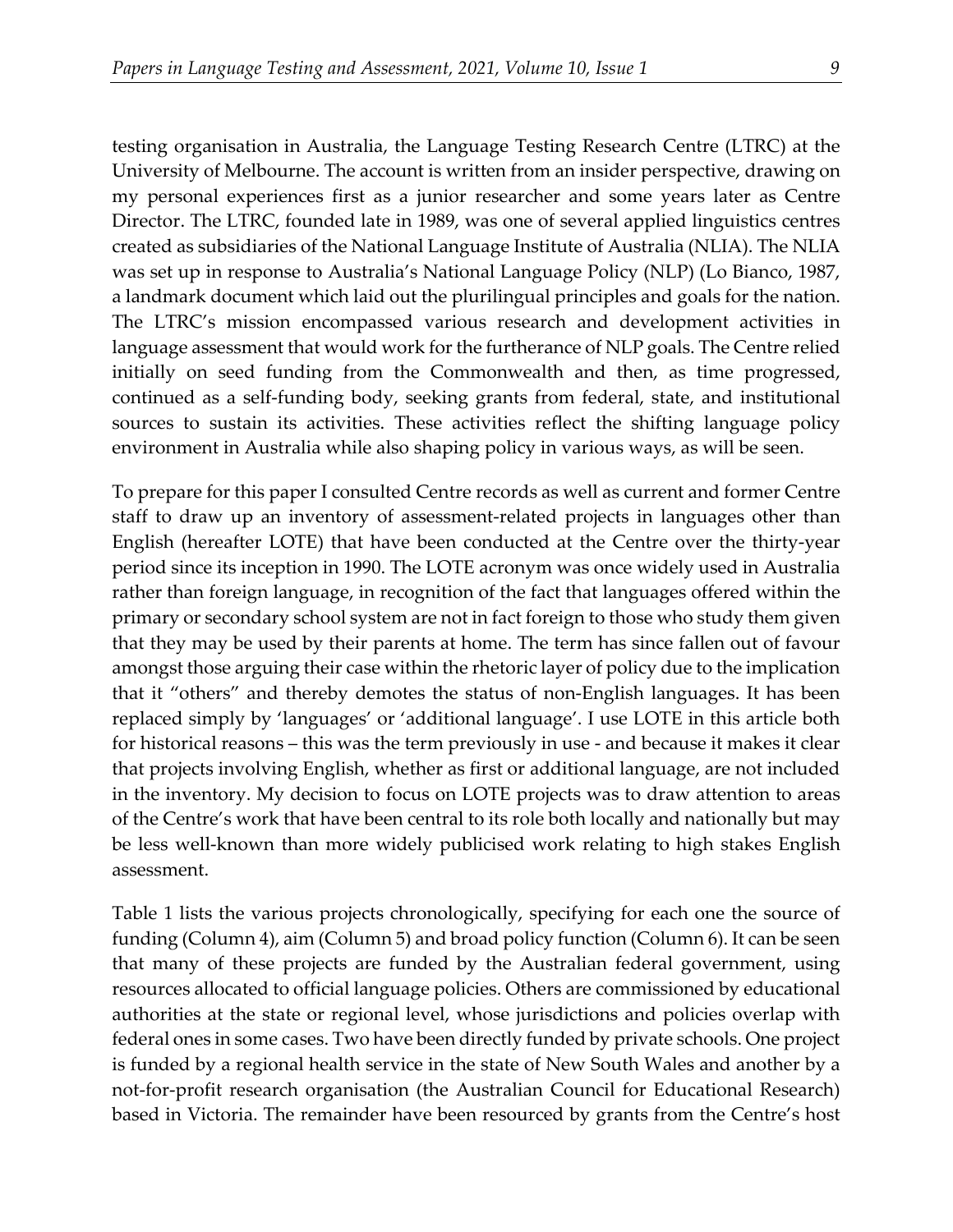testing organisation in Australia, the Language Testing Research Centre (LTRC) at the University of Melbourne. The account is written from an insider perspective, drawing on my personal experiences first as a junior researcher and some years later as Centre Director. The LTRC, founded late in 1989, was one of several applied linguistics centres created as subsidiaries of the National Language Institute of Australia (NLIA). The NLIA was set up in response to Australia's National Language Policy (NLP) (Lo Bianco, 1987, a landmark document which laid out the plurilingual principles and goals for the nation. The LTRC's mission encompassed various research and development activities in language assessment that would work for the furtherance of NLP goals. The Centre relied initially on seed funding from the Commonwealth and then, as time progressed, continued as a self-funding body, seeking grants from federal, state, and institutional sources to sustain its activities. These activities reflect the shifting language policy environment in Australia while also shaping policy in various ways, as will be seen.

To prepare for this paper I consulted Centre records as well as current and former Centre staff to draw up an inventory of assessment-related projects in languages other than English (hereafter LOTE) that have been conducted at the Centre over the thirty-year period since its inception in 1990. The LOTE acronym was once widely used in Australia rather than foreign language, in recognition of the fact that languages offered within the primary or secondary school system are not in fact foreign to those who study them given that they may be used by their parents at home. The term has since fallen out of favour amongst those arguing their case within the rhetoric layer of policy due to the implication that it "others" and thereby demotes the status of non-English languages. It has been replaced simply by 'languages' or 'additional language'. I use LOTE in this article both for historical reasons – this was the term previously in use - and because it makes it clear that projects involving English, whether as first or additional language, are not included in the inventory. My decision to focus on LOTE projects was to draw attention to areas of the Centre's work that have been central to its role both locally and nationally but may be less well-known than more widely publicised work relating to high stakes English assessment.

Table 1 lists the various projects chronologically, specifying for each one the source of funding (Column 4), aim (Column 5) and broad policy function (Column 6). It can be seen that many of these projects are funded by the Australian federal government, using resources allocated to official language policies. Others are commissioned by educational authorities at the state or regional level, whose jurisdictions and policies overlap with federal ones in some cases. Two have been directly funded by private schools. One project is funded by a regional health service in the state of New South Wales and another by a not-for-profit research organisation (the Australian Council for Educational Research) based in Victoria. The remainder have been resourced by grants from the Centre's host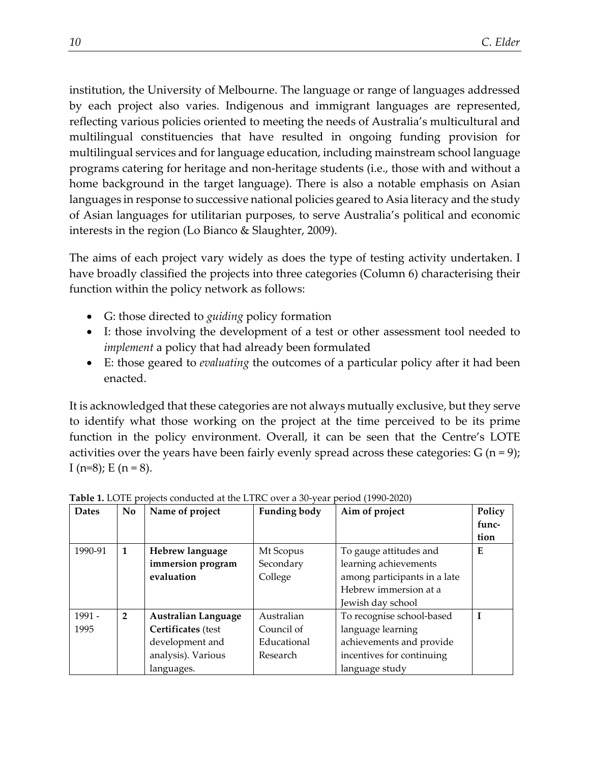institution, the University of Melbourne. The language or range of languages addressed by each project also varies. Indigenous and immigrant languages are represented, reflecting various policies oriented to meeting the needs of Australia's multicultural and multilingual constituencies that have resulted in ongoing funding provision for multilingual services and for language education, including mainstream school language programs catering for heritage and non-heritage students (i.e., those with and without a home background in the target language). There is also a notable emphasis on Asian languages in response to successive national policies geared to Asia literacy and the study of Asian languages for utilitarian purposes, to serve Australia's political and economic interests in the region (Lo Bianco & Slaughter, 2009).

The aims of each project vary widely as does the type of testing activity undertaken. I have broadly classified the projects into three categories (Column 6) characterising their function within the policy network as follows:

- G: those directed to *guiding* policy formation
- I: those involving the development of a test or other assessment tool needed to *implement* a policy that had already been formulated
- E: those geared to *evaluating* the outcomes of a particular policy after it had been enacted.

It is acknowledged that these categories are not always mutually exclusive, but they serve to identify what those working on the project at the time perceived to be its prime function in the policy environment. Overall, it can be seen that the Centre's LOTE activities over the years have been fairly evenly spread across these categories: G (n = 9); I (n=8); E (n = 8).

**Table 1.** LOTE projects conducted at the LTRC over a 30-year period (1990-2020)

| Dates | No | Name of project | Funding body | Aim of project | Policy function |
|---|---|---|---|---|---|
| 1990-91 | **1** | **Hebrew language immersion program evaluation** | Mt Scopus Secondary College | To gauge attitudes and learning achievements among participants in a late Hebrew immersion at a Jewish day school | **E** |
| 1991 - 1995 | **2** | **Australian Language Certificates** (test development and analysis). Various languages. | Australian Council of Educational Research | To recognise school-based language learning achievements and provide incentives for continuing language study | **I** |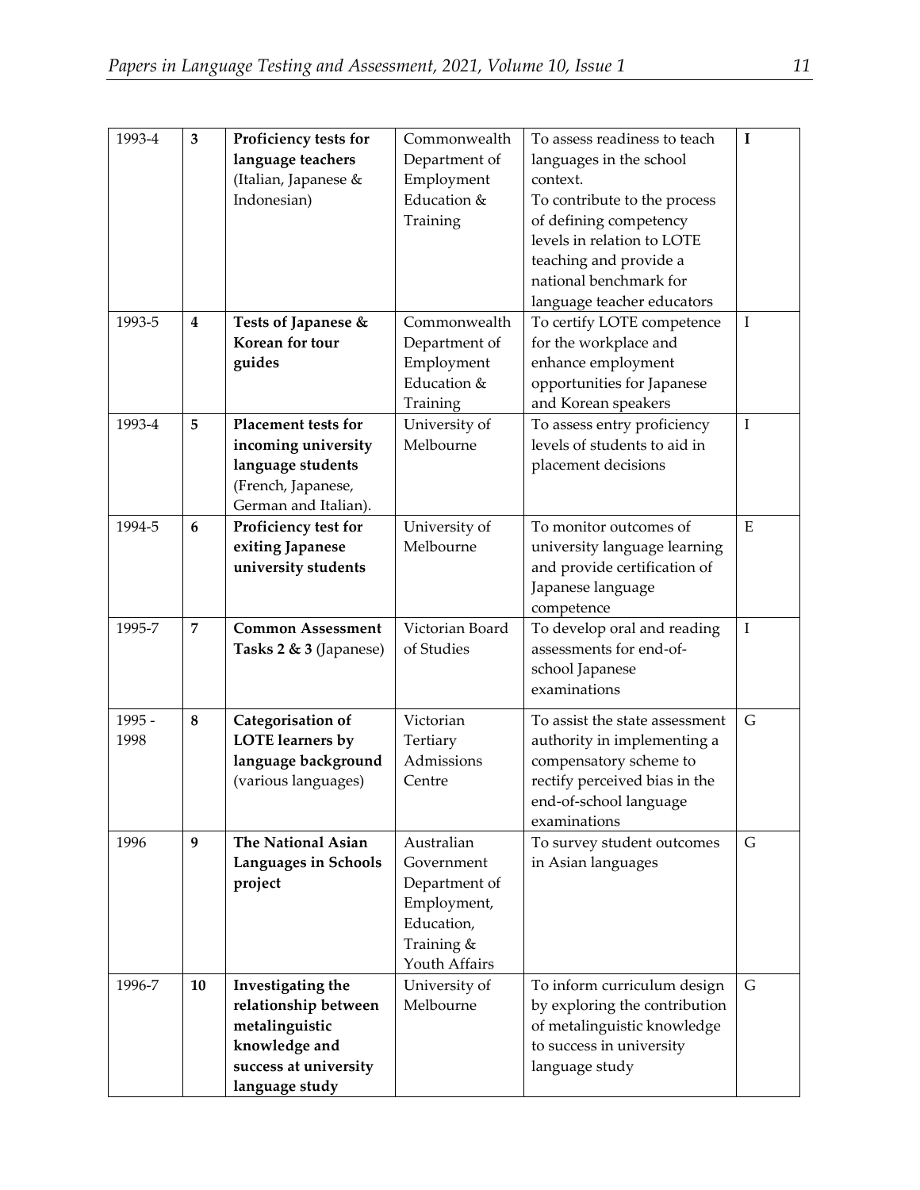| 1993-4 | **3** | **Proficiency tests for language teachers** (Italian, Japanese & Indonesian) | Commonwealth Department of Employment Education & Training | To assess readiness to teach languages in the school context. To contribute to the process of defining competency levels in relation to LOTE teaching and provide a national benchmark for language teacher educators | **I** |
|---|---|---|---|---|---|
| 1993-5 | **4** | **Tests of Japanese & Korean for tour guides** | Commonwealth Department of Employment Education & Training | To certify LOTE competence for the workplace and enhance employment opportunities for Japanese and Korean speakers | I |
| 1993-4 | **5** | **Placement tests for incoming university language students** (French, Japanese, German and Italian). | University of Melbourne | To assess entry proficiency levels of students to aid in placement decisions | I |
| 1994-5 | **6** | **Proficiency test for exiting Japanese university students** | University of Melbourne | To monitor outcomes of university language learning and provide certification of Japanese language competence | E |
| 1995-7 | **7** | **Common Assessment Tasks 2 & 3** (Japanese) | Victorian Board of Studies | To develop oral and reading assessments for end-of-school Japanese examinations | I |
| 1995 - 1998 | **8** | **Categorisation of LOTE learners by language background** (various languages) | Victorian Tertiary Admissions Centre | To assist the state assessment authority in implementing a compensatory scheme to rectify perceived bias in the end-of-school language examinations | G |
| 1996 | **9** | **The National Asian Languages in Schools project** | Australian Government Department of Employment, Education, Training & Youth Affairs | To survey student outcomes in Asian languages | G |
| 1996-7 | **10** | **Investigating the relationship between metalinguistic knowledge and success at university language study** | University of Melbourne | To inform curriculum design by exploring the contribution of metalinguistic knowledge to success in university language study | G |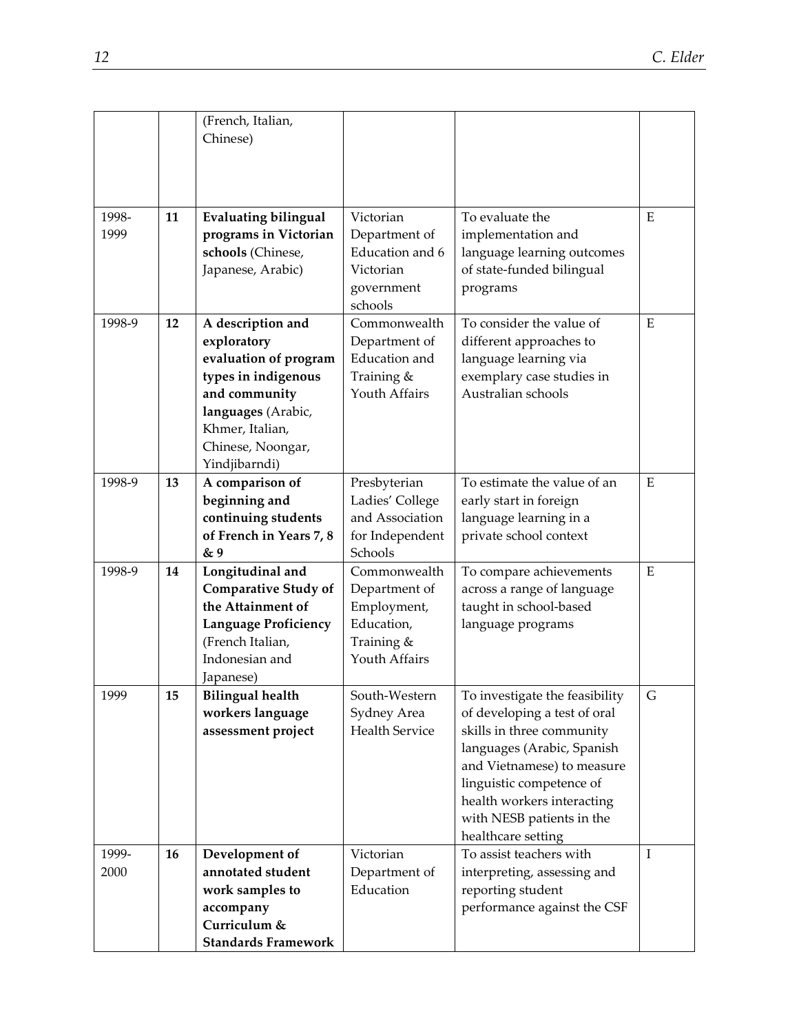| | | | | | |
|---|---|---|---|---|---|
| | | (French, Italian, Chinese) | | | |
| 1998-1999 | **11** | **Evaluating bilingual programs in Victorian schools** (Chinese, Japanese, Arabic) | Victorian Department of Education and 6 Victorian government schools | To evaluate the implementation and language learning outcomes of state-funded bilingual programs | E |
| 1998-9 | **12** | **A description and exploratory evaluation of program types in indigenous and community languages** (Arabic, Khmer, Italian, Chinese, Noongar, Yindjibarndi) | Commonwealth Department of Education and Training & Youth Affairs | To consider the value of different approaches to language learning via exemplary case studies in Australian schools | E |
| 1998-9 | **13** | **A comparison of beginning and continuing students of French in Years 7, 8 & 9** | Presbyterian Ladies' College and Association for Independent Schools | To estimate the value of an early start in foreign language learning in a private school context | E |
| 1998-9 | **14** | **Longitudinal and Comparative Study of the Attainment of Language Proficiency** (French Italian, Indonesian and Japanese) | Commonwealth Department of Employment, Education, Training & Youth Affairs | To compare achievements across a range of language taught in school-based language programs | E |
| 1999 | **15** | **Bilingual health workers language assessment project** | South-Western Sydney Area Health Service | To investigate the feasibility of developing a test of oral skills in three community languages (Arabic, Spanish and Vietnamese) to measure linguistic competence of health workers interacting with NESB patients in the healthcare setting | G |
| 1999-2000 | **16** | **Development of annotated student work samples to accompany Curriculum & Standards Framework** | Victorian Department of Education | To assist teachers with interpreting, assessing and reporting student performance against the CSF | I |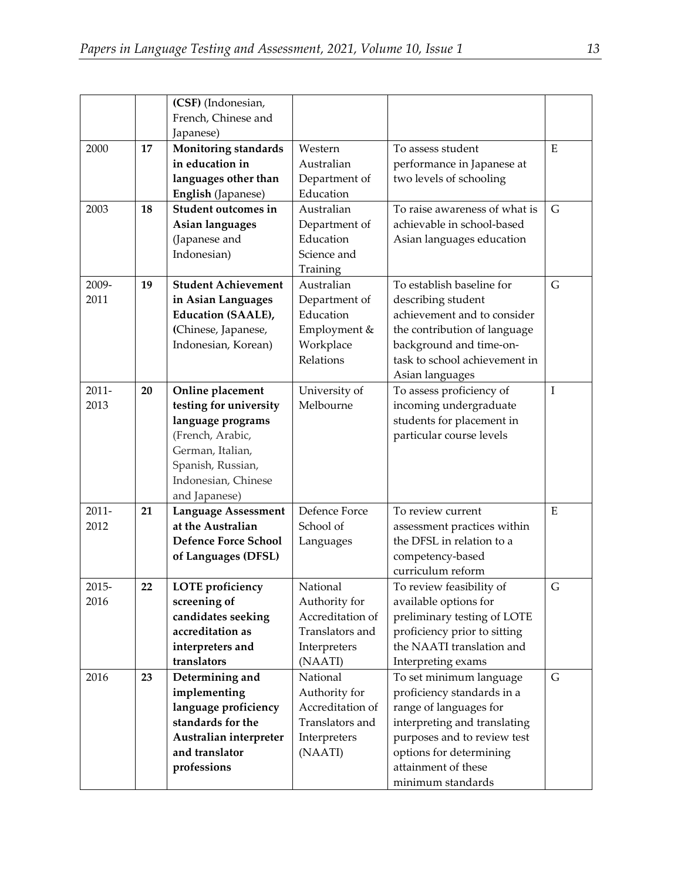| | | | | | |
|---|---|---|---|---|---|
| | | **(CSF)** (Indonesian, French, Chinese and Japanese) | | | |
| 2000 | **17** | **Monitoring standards in education in languages other than English** (Japanese) | Western Australian Department of Education | To assess student performance in Japanese at two levels of schooling | E |
| 2003 | **18** | **Student outcomes in Asian languages** (Japanese and Indonesian) | Australian Department of Education Science and Training | To raise awareness of what is achievable in school-based Asian languages education | G |
| 2009-2011 | **19** | **Student Achievement in Asian Languages Education (SAALE), (**Chinese, Japanese, Indonesian, Korean) | Australian Department of Education Employment & Workplace Relations | To establish baseline for describing student achievement and to consider the contribution of language background and time-on-task to school achievement in Asian languages | G |
| 2011-2013 | **20** | **Online placement testing for university language programs** (French, Arabic, German, Italian, Spanish, Russian, Indonesian, Chinese and Japanese) | University of Melbourne | To assess proficiency of incoming undergraduate students for placement in particular course levels | I |
| 2011-2012 | **21** | **Language Assessment at the Australian Defence Force School of Languages (DFSL)** | Defence Force School of Languages | To review current assessment practices within the DFSL in relation to a competency-based curriculum reform | E |
| 2015-2016 | **22** | **LOTE proficiency screening of candidates seeking accreditation as interpreters and translators** | National Authority for Accreditation of Translators and Interpreters (NAATI) | To review feasibility of available options for preliminary testing of LOTE proficiency prior to sitting the NAATI translation and Interpreting exams | G |
| 2016 | **23** | **Determining and implementing language proficiency standards for the Australian interpreter and translator professions** | National Authority for Accreditation of Translators and Interpreters (NAATI) | To set minimum language proficiency standards in a range of languages for interpreting and translating purposes and to review test options for determining attainment of these minimum standards | G |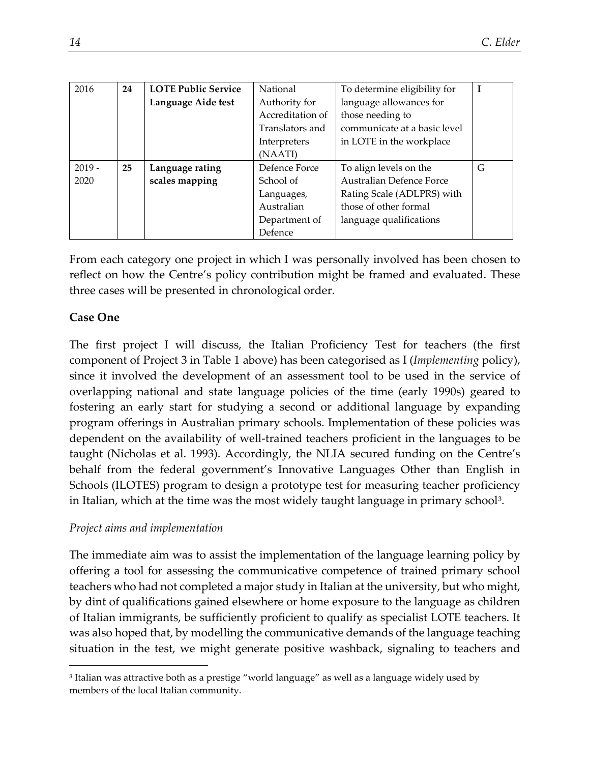| 2016 | **24** | **LOTE Public Service Language Aide test** | National Authority for Accreditation of Translators and Interpreters (NAATI) | To determine eligibility for language allowances for those needing to communicate at a basic level in LOTE in the workplace | **I** |
|---|---|---|---|---|---|
| 2019 - 2020 | **25** | **Language rating scales mapping** | Defence Force School of Languages, Australian Department of Defence | To align levels on the Australian Defence Force Rating Scale (ADLPRS) with those of other formal language qualifications | G |

From each category one project in which I was personally involved has been chosen to reflect on how the Centre's policy contribution might be framed and evaluated. These three cases will be presented in chronological order.

**Case One**

The first project I will discuss, the Italian Proficiency Test for teachers (the first component of Project 3 in Table 1 above) has been categorised as I (*Implementing* policy), since it involved the development of an assessment tool to be used in the service of overlapping national and state language policies of the time (early 1990s) geared to fostering an early start for studying a second or additional language by expanding program offerings in Australian primary schools. Implementation of these policies was dependent on the availability of well-trained teachers proficient in the languages to be taught (Nicholas et al. 1993). Accordingly, the NLIA secured funding on the Centre's behalf from the federal government's Innovative Languages Other than English in Schools (ILOTES) program to design a prototype test for measuring teacher proficiency in Italian, which at the time was the most widely taught language in primary school[3].

*Project aims and implementation*

The immediate aim was to assist the implementation of the language learning policy by offering a tool for assessing the communicative competence of trained primary school teachers who had not completed a major study in Italian at the university, but who might, by dint of qualifications gained elsewhere or home exposure to the language as children of Italian immigrants, be sufficiently proficient to qualify as specialist LOTE teachers. It was also hoped that, by modelling the communicative demands of the language teaching situation in the test, we might generate positive washback, signaling to teachers and

[3] Italian was attractive both as a prestige "world language" as well as a language widely used by members of the local Italian community.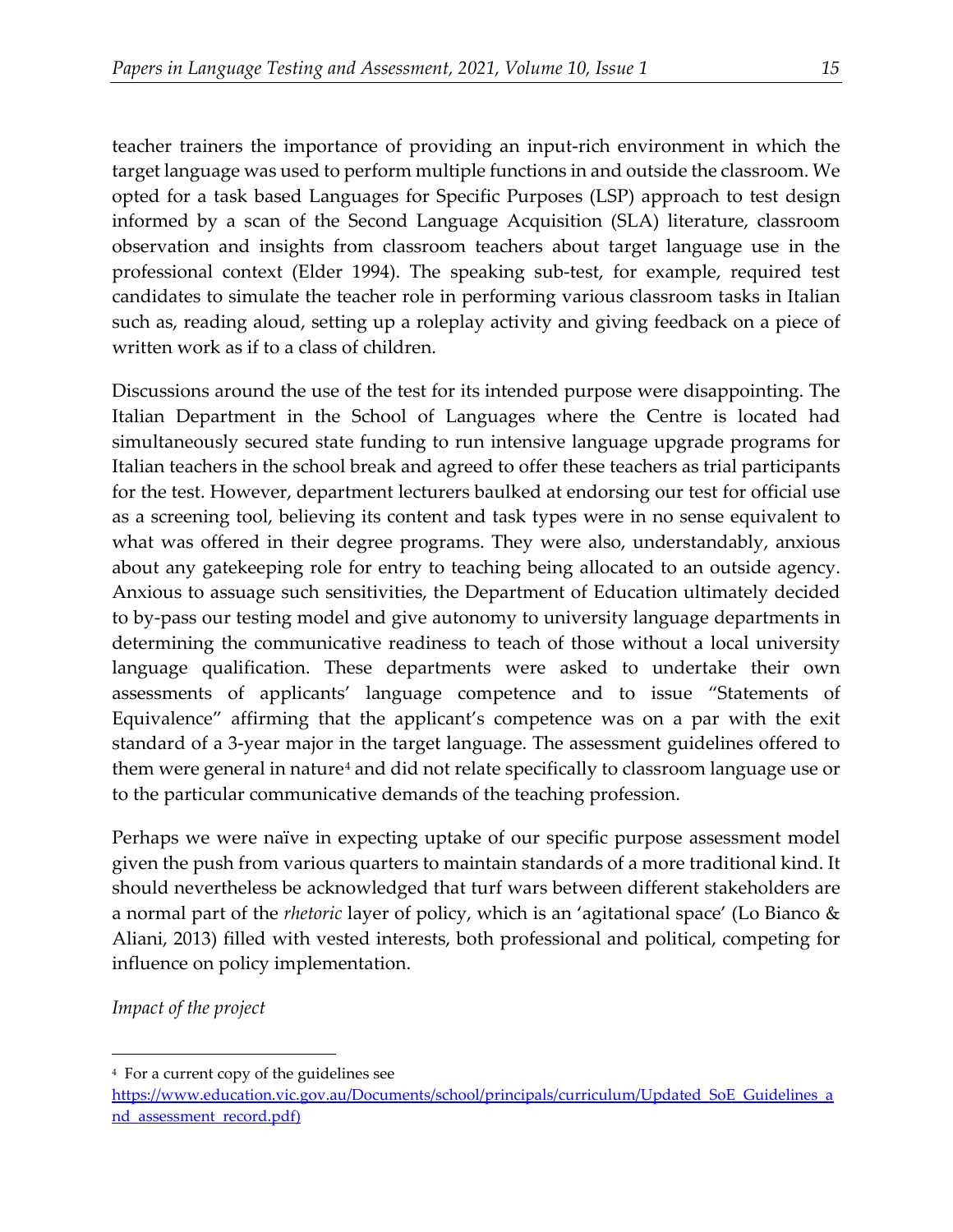teacher trainers the importance of providing an input-rich environment in which the target language was used to perform multiple functions in and outside the classroom. We opted for a task based Languages for Specific Purposes (LSP) approach to test design informed by a scan of the Second Language Acquisition (SLA) literature, classroom observation and insights from classroom teachers about target language use in the professional context (Elder 1994). The speaking sub-test, for example, required test candidates to simulate the teacher role in performing various classroom tasks in Italian such as, reading aloud, setting up a roleplay activity and giving feedback on a piece of written work as if to a class of children.

Discussions around the use of the test for its intended purpose were disappointing. The Italian Department in the School of Languages where the Centre is located had simultaneously secured state funding to run intensive language upgrade programs for Italian teachers in the school break and agreed to offer these teachers as trial participants for the test. However, department lecturers baulked at endorsing our test for official use as a screening tool, believing its content and task types were in no sense equivalent to what was offered in their degree programs. They were also, understandably, anxious about any gatekeeping role for entry to teaching being allocated to an outside agency. Anxious to assuage such sensitivities, the Department of Education ultimately decided to by-pass our testing model and give autonomy to university language departments in determining the communicative readiness to teach of those without a local university language qualification. These departments were asked to undertake their own assessments of applicants' language competence and to issue "Statements of Equivalence" affirming that the applicant's competence was on a par with the exit standard of a 3-year major in the target language. The assessment guidelines offered to them were general in nature[4] and did not relate specifically to classroom language use or to the particular communicative demands of the teaching profession.

Perhaps we were naïve in expecting uptake of our specific purpose assessment model given the push from various quarters to maintain standards of a more traditional kind. It should nevertheless be acknowledged that turf wars between different stakeholders are a normal part of the *rhetoric* layer of policy, which is an 'agitational space' (Lo Bianco & Aliani, 2013) filled with vested interests, both professional and political, competing for influence on policy implementation.

*Impact of the project*

[4] For a current copy of the guidelines see https://www.education.vic.gov.au/Documents/school/principals/curriculum/Updated_SoE_Guidelines_and_assessment_record.pdf)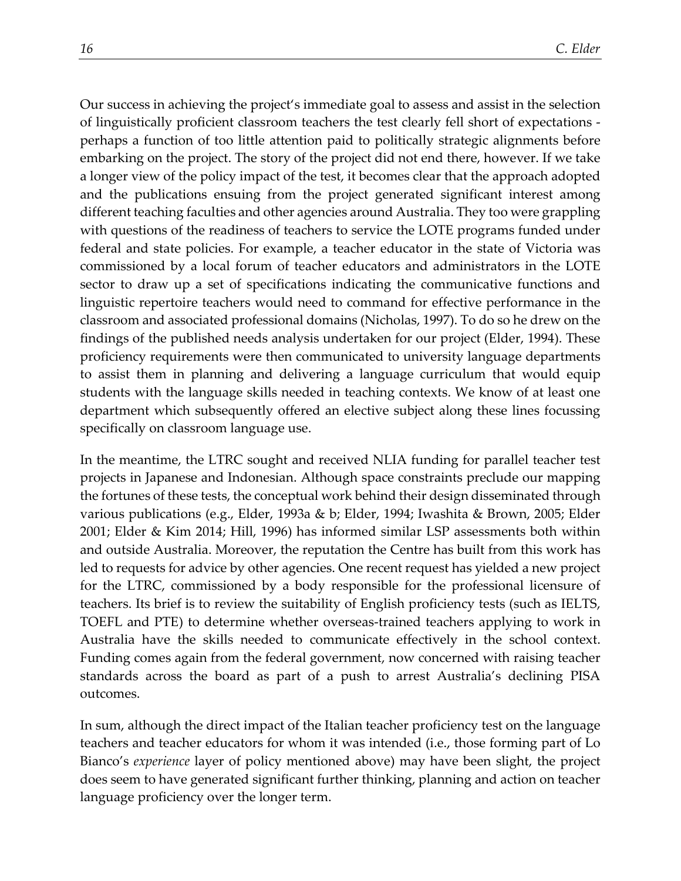Our success in achieving the project's immediate goal to assess and assist in the selection of linguistically proficient classroom teachers the test clearly fell short of expectations - perhaps a function of too little attention paid to politically strategic alignments before embarking on the project. The story of the project did not end there, however. If we take a longer view of the policy impact of the test, it becomes clear that the approach adopted and the publications ensuing from the project generated significant interest among different teaching faculties and other agencies around Australia. They too were grappling with questions of the readiness of teachers to service the LOTE programs funded under federal and state policies. For example, a teacher educator in the state of Victoria was commissioned by a local forum of teacher educators and administrators in the LOTE sector to draw up a set of specifications indicating the communicative functions and linguistic repertoire teachers would need to command for effective performance in the classroom and associated professional domains (Nicholas, 1997). To do so he drew on the findings of the published needs analysis undertaken for our project (Elder, 1994). These proficiency requirements were then communicated to university language departments to assist them in planning and delivering a language curriculum that would equip students with the language skills needed in teaching contexts. We know of at least one department which subsequently offered an elective subject along these lines focussing specifically on classroom language use.

In the meantime, the LTRC sought and received NLIA funding for parallel teacher test projects in Japanese and Indonesian. Although space constraints preclude our mapping the fortunes of these tests, the conceptual work behind their design disseminated through various publications (e.g., Elder, 1993a & b; Elder, 1994; Iwashita & Brown, 2005; Elder 2001; Elder & Kim 2014; Hill, 1996) has informed similar LSP assessments both within and outside Australia. Moreover, the reputation the Centre has built from this work has led to requests for advice by other agencies. One recent request has yielded a new project for the LTRC, commissioned by a body responsible for the professional licensure of teachers. Its brief is to review the suitability of English proficiency tests (such as IELTS, TOEFL and PTE) to determine whether overseas-trained teachers applying to work in Australia have the skills needed to communicate effectively in the school context. Funding comes again from the federal government, now concerned with raising teacher standards across the board as part of a push to arrest Australia's declining PISA outcomes.

In sum, although the direct impact of the Italian teacher proficiency test on the language teachers and teacher educators for whom it was intended (i.e., those forming part of Lo Bianco's *experience* layer of policy mentioned above) may have been slight, the project does seem to have generated significant further thinking, planning and action on teacher language proficiency over the longer term.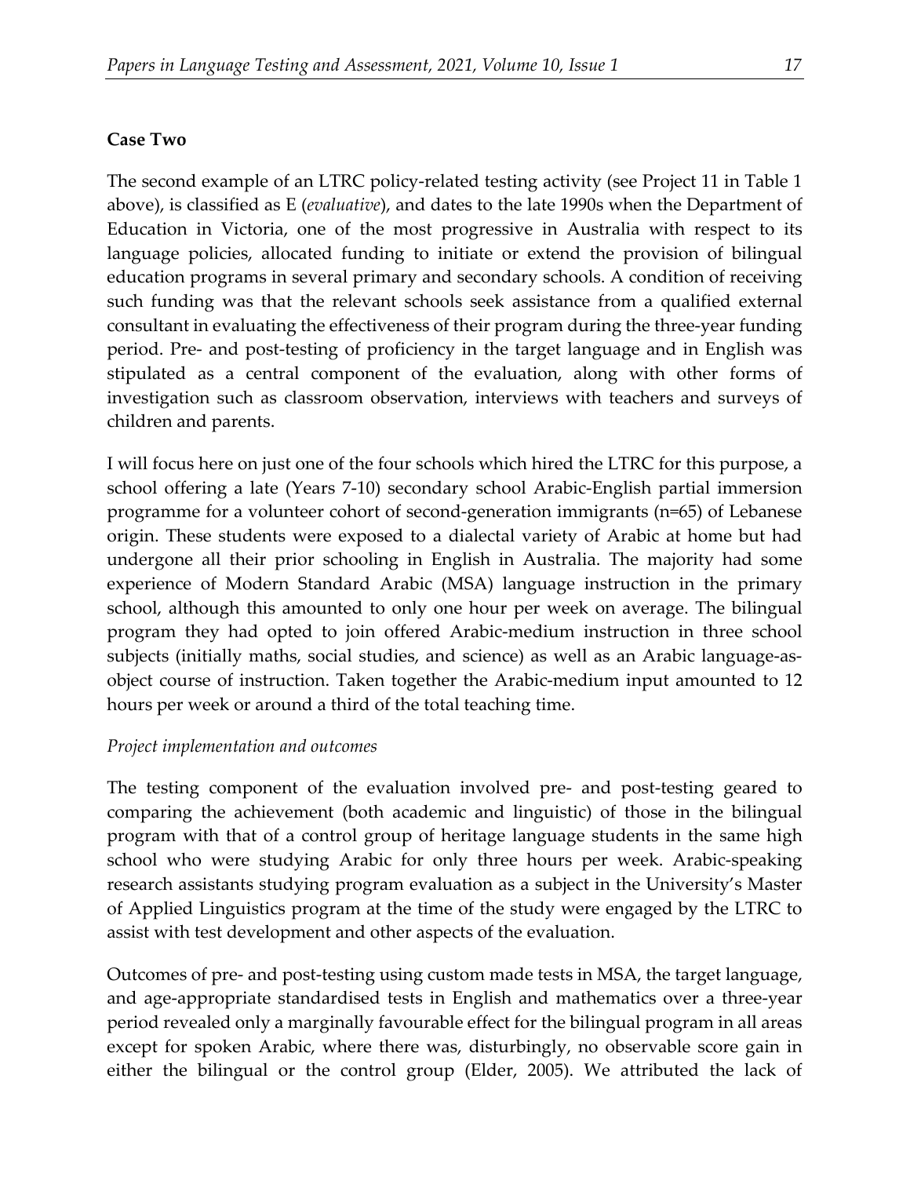**Case Two**

The second example of an LTRC policy-related testing activity (see Project 11 in Table 1 above), is classified as E (*evaluative*), and dates to the late 1990s when the Department of Education in Victoria, one of the most progressive in Australia with respect to its language policies, allocated funding to initiate or extend the provision of bilingual education programs in several primary and secondary schools. A condition of receiving such funding was that the relevant schools seek assistance from a qualified external consultant in evaluating the effectiveness of their program during the three-year funding period. Pre- and post-testing of proficiency in the target language and in English was stipulated as a central component of the evaluation, along with other forms of investigation such as classroom observation, interviews with teachers and surveys of children and parents.

I will focus here on just one of the four schools which hired the LTRC for this purpose, a school offering a late (Years 7-10) secondary school Arabic-English partial immersion programme for a volunteer cohort of second-generation immigrants (n=65) of Lebanese origin. These students were exposed to a dialectal variety of Arabic at home but had undergone all their prior schooling in English in Australia. The majority had some experience of Modern Standard Arabic (MSA) language instruction in the primary school, although this amounted to only one hour per week on average. The bilingual program they had opted to join offered Arabic-medium instruction in three school subjects (initially maths, social studies, and science) as well as an Arabic language-as-object course of instruction. Taken together the Arabic-medium input amounted to 12 hours per week or around a third of the total teaching time.

*Project implementation and outcomes*

The testing component of the evaluation involved pre- and post-testing geared to comparing the achievement (both academic and linguistic) of those in the bilingual program with that of a control group of heritage language students in the same high school who were studying Arabic for only three hours per week. Arabic-speaking research assistants studying program evaluation as a subject in the University's Master of Applied Linguistics program at the time of the study were engaged by the LTRC to assist with test development and other aspects of the evaluation.

Outcomes of pre- and post-testing using custom made tests in MSA, the target language, and age-appropriate standardised tests in English and mathematics over a three-year period revealed only a marginally favourable effect for the bilingual program in all areas except for spoken Arabic, where there was, disturbingly, no observable score gain in either the bilingual or the control group (Elder, 2005). We attributed the lack of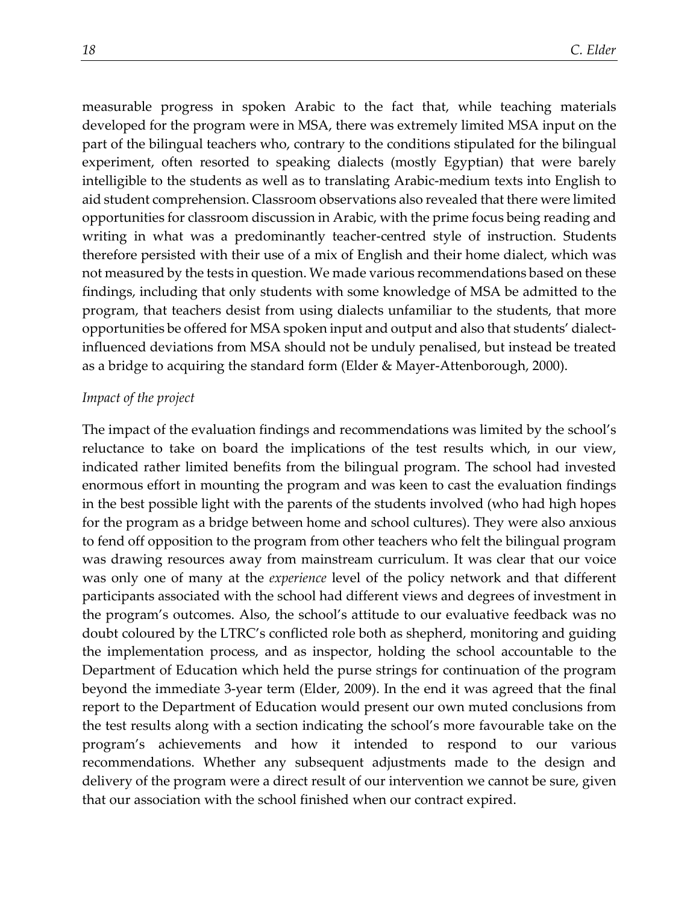measurable progress in spoken Arabic to the fact that, while teaching materials developed for the program were in MSA, there was extremely limited MSA input on the part of the bilingual teachers who, contrary to the conditions stipulated for the bilingual experiment, often resorted to speaking dialects (mostly Egyptian) that were barely intelligible to the students as well as to translating Arabic-medium texts into English to aid student comprehension. Classroom observations also revealed that there were limited opportunities for classroom discussion in Arabic, with the prime focus being reading and writing in what was a predominantly teacher-centred style of instruction. Students therefore persisted with their use of a mix of English and their home dialect, which was not measured by the tests in question. We made various recommendations based on these findings, including that only students with some knowledge of MSA be admitted to the program, that teachers desist from using dialects unfamiliar to the students, that more opportunities be offered for MSA spoken input and output and also that students' dialect-influenced deviations from MSA should not be unduly penalised, but instead be treated as a bridge to acquiring the standard form (Elder & Mayer-Attenborough, 2000).

*Impact of the project*

The impact of the evaluation findings and recommendations was limited by the school's reluctance to take on board the implications of the test results which, in our view, indicated rather limited benefits from the bilingual program. The school had invested enormous effort in mounting the program and was keen to cast the evaluation findings in the best possible light with the parents of the students involved (who had high hopes for the program as a bridge between home and school cultures). They were also anxious to fend off opposition to the program from other teachers who felt the bilingual program was drawing resources away from mainstream curriculum. It was clear that our voice was only one of many at the *experience* level of the policy network and that different participants associated with the school had different views and degrees of investment in the program's outcomes. Also, the school's attitude to our evaluative feedback was no doubt coloured by the LTRC's conflicted role both as shepherd, monitoring and guiding the implementation process, and as inspector, holding the school accountable to the Department of Education which held the purse strings for continuation of the program beyond the immediate 3-year term (Elder, 2009). In the end it was agreed that the final report to the Department of Education would present our own muted conclusions from the test results along with a section indicating the school's more favourable take on the program's achievements and how it intended to respond to our various recommendations. Whether any subsequent adjustments made to the design and delivery of the program were a direct result of our intervention we cannot be sure, given that our association with the school finished when our contract expired.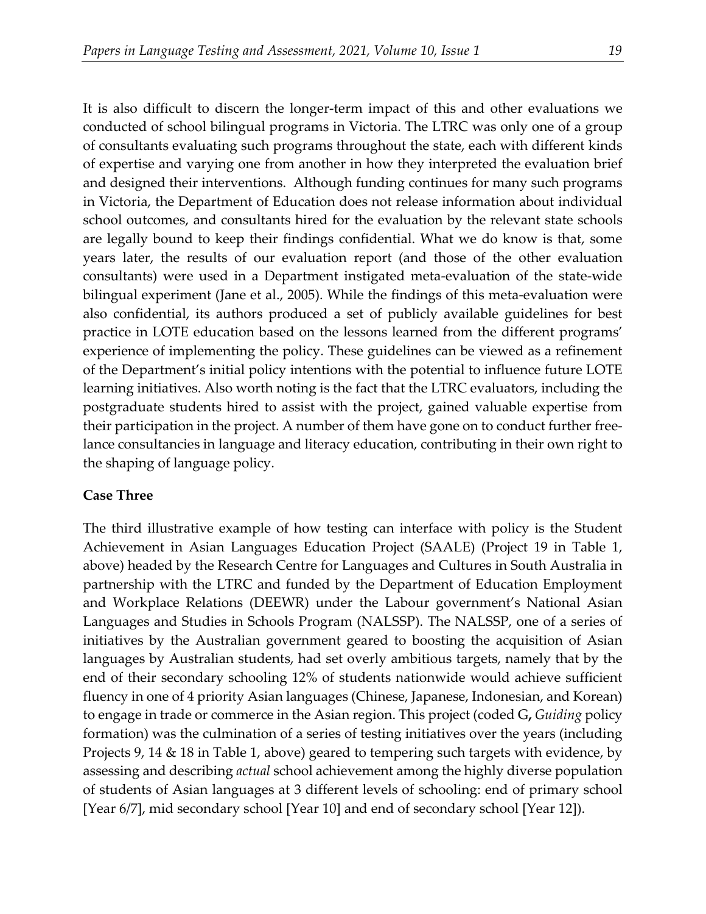It is also difficult to discern the longer-term impact of this and other evaluations we conducted of school bilingual programs in Victoria. The LTRC was only one of a group of consultants evaluating such programs throughout the state, each with different kinds of expertise and varying one from another in how they interpreted the evaluation brief and designed their interventions. Although funding continues for many such programs in Victoria, the Department of Education does not release information about individual school outcomes, and consultants hired for the evaluation by the relevant state schools are legally bound to keep their findings confidential. What we do know is that, some years later, the results of our evaluation report (and those of the other evaluation consultants) were used in a Department instigated meta-evaluation of the state-wide bilingual experiment (Jane et al., 2005). While the findings of this meta-evaluation were also confidential, its authors produced a set of publicly available guidelines for best practice in LOTE education based on the lessons learned from the different programs' experience of implementing the policy. These guidelines can be viewed as a refinement of the Department's initial policy intentions with the potential to influence future LOTE learning initiatives. Also worth noting is the fact that the LTRC evaluators, including the postgraduate students hired to assist with the project, gained valuable expertise from their participation in the project. A number of them have gone on to conduct further free-lance consultancies in language and literacy education, contributing in their own right to the shaping of language policy.

**Case Three**

The third illustrative example of how testing can interface with policy is the Student Achievement in Asian Languages Education Project (SAALE) (Project 19 in Table 1, above) headed by the Research Centre for Languages and Cultures in South Australia in partnership with the LTRC and funded by the Department of Education Employment and Workplace Relations (DEEWR) under the Labour government's National Asian Languages and Studies in Schools Program (NALSSP). The NALSSP, one of a series of initiatives by the Australian government geared to boosting the acquisition of Asian languages by Australian students, had set overly ambitious targets, namely that by the end of their secondary schooling 12% of students nationwide would achieve sufficient fluency in one of 4 priority Asian languages (Chinese, Japanese, Indonesian, and Korean) to engage in trade or commerce in the Asian region. This project (coded G**,** *Guiding* policy formation) was the culmination of a series of testing initiatives over the years (including Projects 9, 14 & 18 in Table 1, above) geared to tempering such targets with evidence, by assessing and describing *actual* school achievement among the highly diverse population of students of Asian languages at 3 different levels of schooling: end of primary school [Year 6/7], mid secondary school [Year 10] and end of secondary school [Year 12]).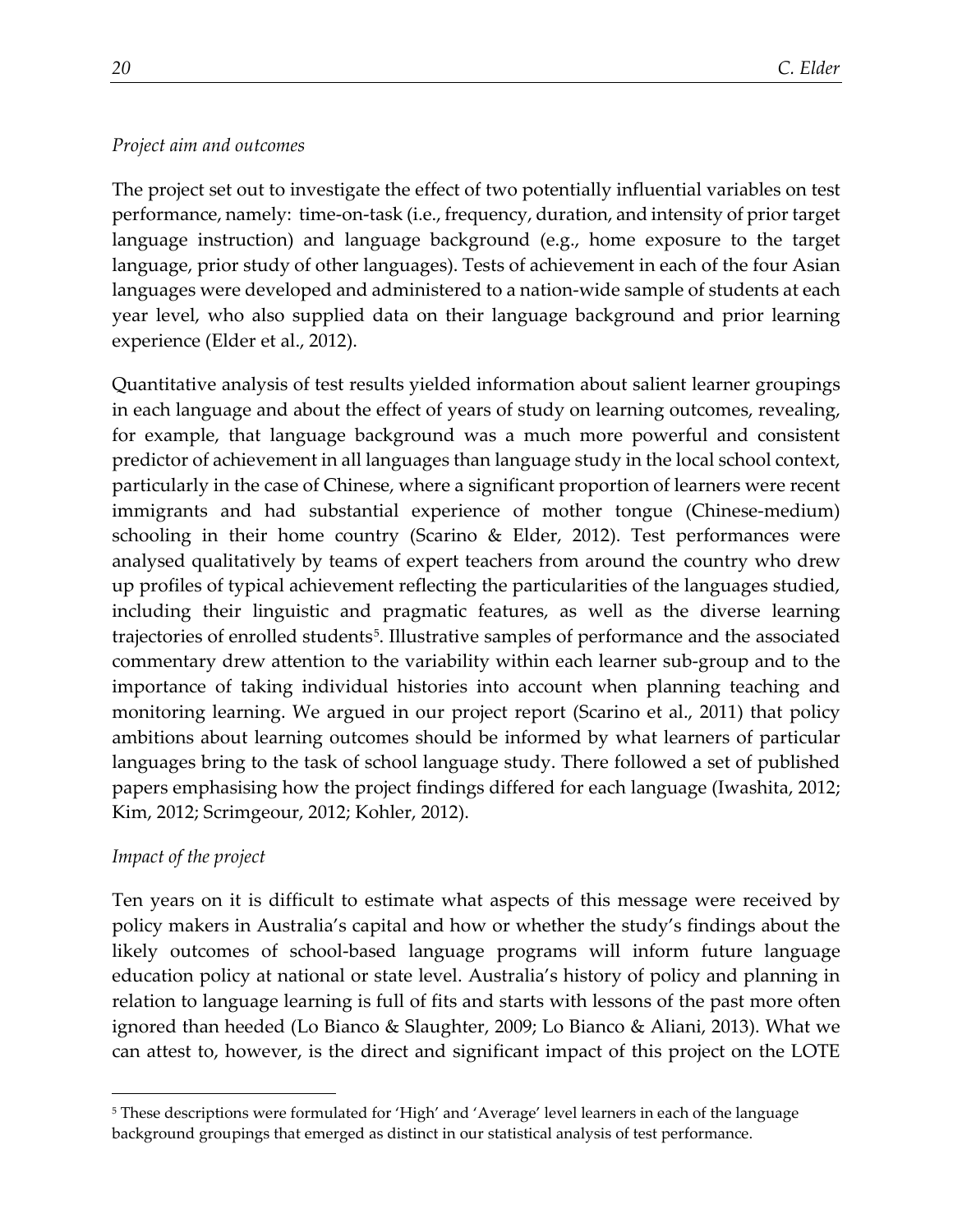*Project aim and outcomes*

The project set out to investigate the effect of two potentially influential variables on test performance, namely: time-on-task (i.e., frequency, duration, and intensity of prior target language instruction) and language background (e.g., home exposure to the target language, prior study of other languages). Tests of achievement in each of the four Asian languages were developed and administered to a nation-wide sample of students at each year level, who also supplied data on their language background and prior learning experience (Elder et al., 2012).

Quantitative analysis of test results yielded information about salient learner groupings in each language and about the effect of years of study on learning outcomes, revealing, for example, that language background was a much more powerful and consistent predictor of achievement in all languages than language study in the local school context, particularly in the case of Chinese, where a significant proportion of learners were recent immigrants and had substantial experience of mother tongue (Chinese-medium) schooling in their home country (Scarino & Elder, 2012). Test performances were analysed qualitatively by teams of expert teachers from around the country who drew up profiles of typical achievement reflecting the particularities of the languages studied, including their linguistic and pragmatic features, as well as the diverse learning trajectories of enrolled students[5]. Illustrative samples of performance and the associated commentary drew attention to the variability within each learner sub-group and to the importance of taking individual histories into account when planning teaching and monitoring learning. We argued in our project report (Scarino et al., 2011) that policy ambitions about learning outcomes should be informed by what learners of particular languages bring to the task of school language study. There followed a set of published papers emphasising how the project findings differed for each language (Iwashita, 2012; Kim, 2012; Scrimgeour, 2012; Kohler, 2012).

*Impact of the project*

Ten years on it is difficult to estimate what aspects of this message were received by policy makers in Australia's capital and how or whether the study's findings about the likely outcomes of school-based language programs will inform future language education policy at national or state level. Australia's history of policy and planning in relation to language learning is full of fits and starts with lessons of the past more often ignored than heeded (Lo Bianco & Slaughter, 2009; Lo Bianco & Aliani, 2013). What we can attest to, however, is the direct and significant impact of this project on the LOTE

---

[5] These descriptions were formulated for 'High' and 'Average' level learners in each of the language background groupings that emerged as distinct in our statistical analysis of test performance.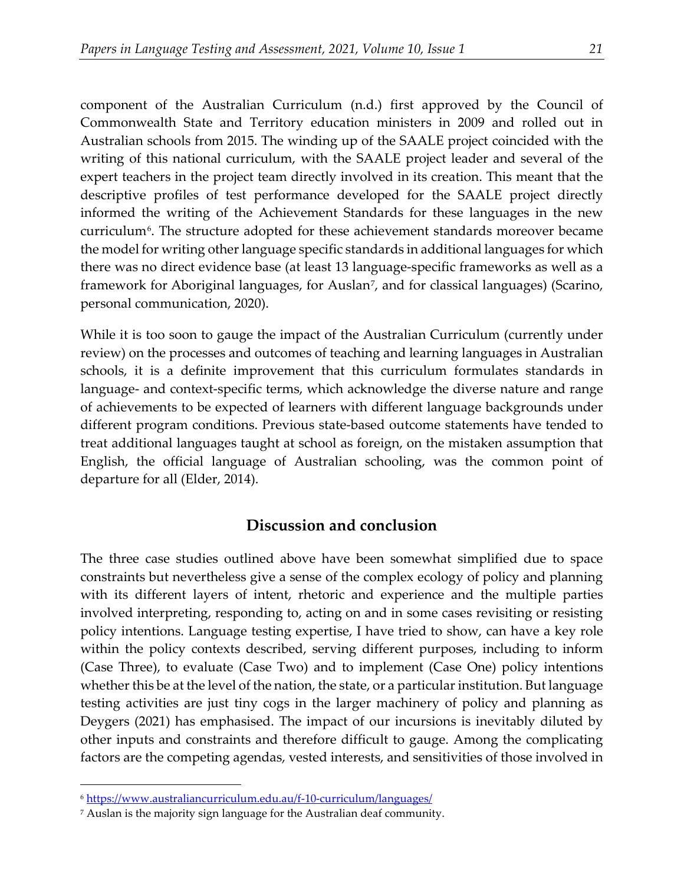component of the Australian Curriculum (n.d.) first approved by the Council of Commonwealth State and Territory education ministers in 2009 and rolled out in Australian schools from 2015. The winding up of the SAALE project coincided with the writing of this national curriculum, with the SAALE project leader and several of the expert teachers in the project team directly involved in its creation. This meant that the descriptive profiles of test performance developed for the SAALE project directly informed the writing of the Achievement Standards for these languages in the new curriculum[6]. The structure adopted for these achievement standards moreover became the model for writing other language specific standards in additional languages for which there was no direct evidence base (at least 13 language-specific frameworks as well as a framework for Aboriginal languages, for Auslan[7], and for classical languages) (Scarino, personal communication, 2020).

While it is too soon to gauge the impact of the Australian Curriculum (currently under review) on the processes and outcomes of teaching and learning languages in Australian schools, it is a definite improvement that this curriculum formulates standards in language- and context-specific terms, which acknowledge the diverse nature and range of achievements to be expected of learners with different language backgrounds under different program conditions. Previous state-based outcome statements have tended to treat additional languages taught at school as foreign, on the mistaken assumption that English, the official language of Australian schooling, was the common point of departure for all (Elder, 2014).

## Discussion and conclusion

The three case studies outlined above have been somewhat simplified due to space constraints but nevertheless give a sense of the complex ecology of policy and planning with its different layers of intent, rhetoric and experience and the multiple parties involved interpreting, responding to, acting on and in some cases revisiting or resisting policy intentions. Language testing expertise, I have tried to show, can have a key role within the policy contexts described, serving different purposes, including to inform (Case Three), to evaluate (Case Two) and to implement (Case One) policy intentions whether this be at the level of the nation, the state, or a particular institution. But language testing activities are just tiny cogs in the larger machinery of policy and planning as Deygers (2021) has emphasised. The impact of our incursions is inevitably diluted by other inputs and constraints and therefore difficult to gauge. Among the complicating factors are the competing agendas, vested interests, and sensitivities of those involved in

---

[6] https://www.australiancurriculum.edu.au/f-10-curriculum/languages/

[7] Auslan is the majority sign language for the Australian deaf community.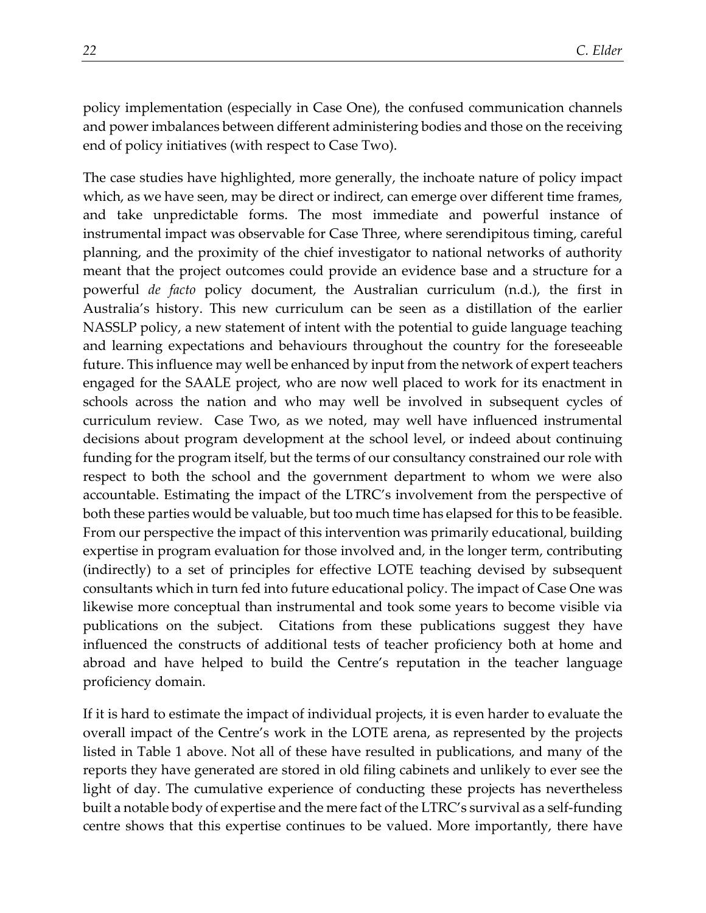policy implementation (especially in Case One), the confused communication channels and power imbalances between different administering bodies and those on the receiving end of policy initiatives (with respect to Case Two).

The case studies have highlighted, more generally, the inchoate nature of policy impact which, as we have seen, may be direct or indirect, can emerge over different time frames, and take unpredictable forms. The most immediate and powerful instance of instrumental impact was observable for Case Three, where serendipitous timing, careful planning, and the proximity of the chief investigator to national networks of authority meant that the project outcomes could provide an evidence base and a structure for a powerful *de facto* policy document, the Australian curriculum (n.d.), the first in Australia's history. This new curriculum can be seen as a distillation of the earlier NASSLP policy, a new statement of intent with the potential to guide language teaching and learning expectations and behaviours throughout the country for the foreseeable future. This influence may well be enhanced by input from the network of expert teachers engaged for the SAALE project, who are now well placed to work for its enactment in schools across the nation and who may well be involved in subsequent cycles of curriculum review. Case Two, as we noted, may well have influenced instrumental decisions about program development at the school level, or indeed about continuing funding for the program itself, but the terms of our consultancy constrained our role with respect to both the school and the government department to whom we were also accountable. Estimating the impact of the LTRC's involvement from the perspective of both these parties would be valuable, but too much time has elapsed for this to be feasible. From our perspective the impact of this intervention was primarily educational, building expertise in program evaluation for those involved and, in the longer term, contributing (indirectly) to a set of principles for effective LOTE teaching devised by subsequent consultants which in turn fed into future educational policy. The impact of Case One was likewise more conceptual than instrumental and took some years to become visible via publications on the subject. Citations from these publications suggest they have influenced the constructs of additional tests of teacher proficiency both at home and abroad and have helped to build the Centre's reputation in the teacher language proficiency domain.

If it is hard to estimate the impact of individual projects, it is even harder to evaluate the overall impact of the Centre's work in the LOTE arena, as represented by the projects listed in Table 1 above. Not all of these have resulted in publications, and many of the reports they have generated are stored in old filing cabinets and unlikely to ever see the light of day. The cumulative experience of conducting these projects has nevertheless built a notable body of expertise and the mere fact of the LTRC's survival as a self-funding centre shows that this expertise continues to be valued. More importantly, there have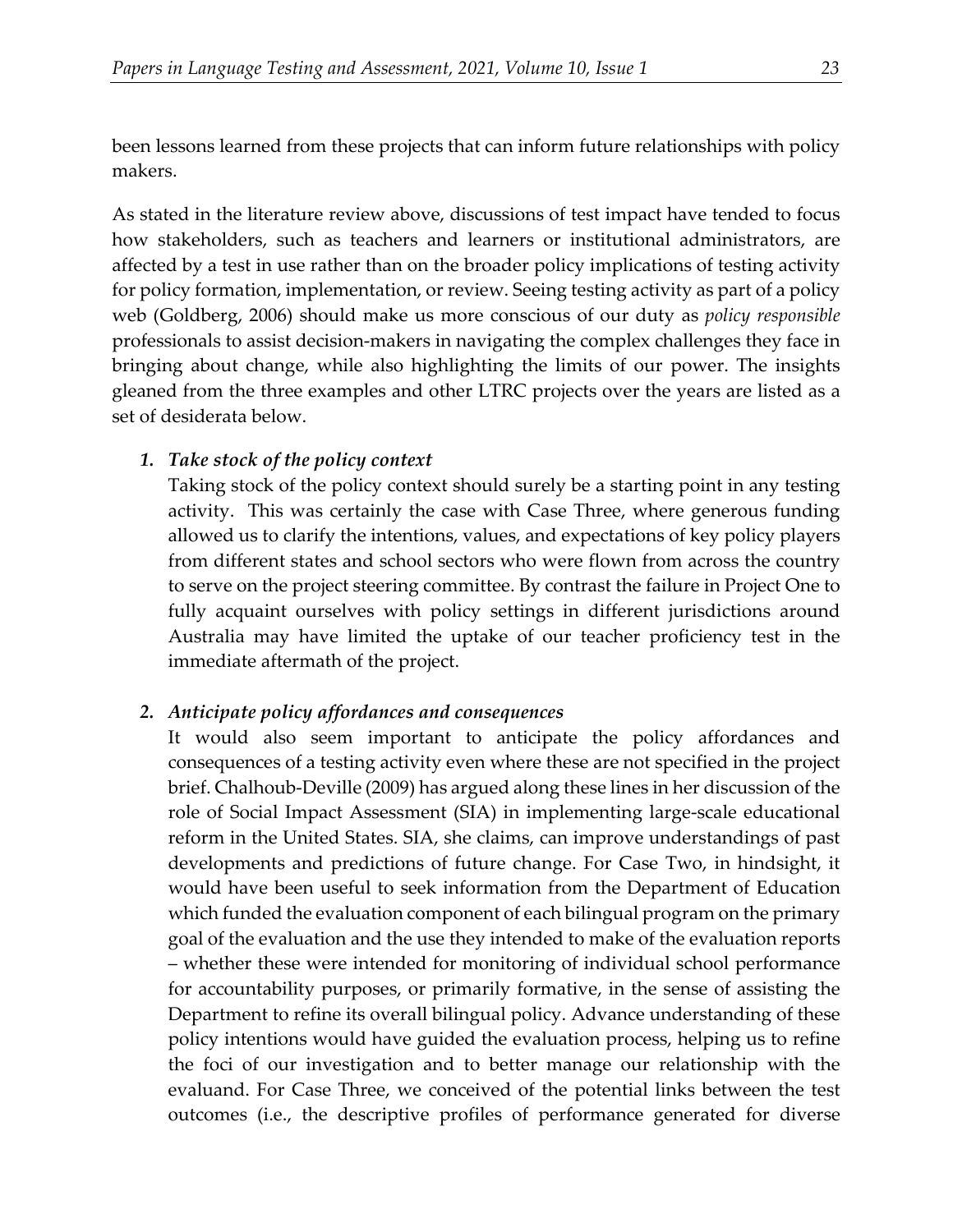been lessons learned from these projects that can inform future relationships with policy makers.

As stated in the literature review above, discussions of test impact have tended to focus how stakeholders, such as teachers and learners or institutional administrators, are affected by a test in use rather than on the broader policy implications of testing activity for policy formation, implementation, or review. Seeing testing activity as part of a policy web (Goldberg, 2006) should make us more conscious of our duty as *policy responsible* professionals to assist decision-makers in navigating the complex challenges they face in bringing about change, while also highlighting the limits of our power. The insights gleaned from the three examples and other LTRC projects over the years are listed as a set of desiderata below.

1. ***Take stock of the policy context***
   Taking stock of the policy context should surely be a starting point in any testing activity. This was certainly the case with Case Three, where generous funding allowed us to clarify the intentions, values, and expectations of key policy players from different states and school sectors who were flown from across the country to serve on the project steering committee. By contrast the failure in Project One to fully acquaint ourselves with policy settings in different jurisdictions around Australia may have limited the uptake of our teacher proficiency test in the immediate aftermath of the project.

2. ***Anticipate policy affordances and consequences***
   It would also seem important to anticipate the policy affordances and consequences of a testing activity even where these are not specified in the project brief. Chalhoub-Deville (2009) has argued along these lines in her discussion of the role of Social Impact Assessment (SIA) in implementing large-scale educational reform in the United States. SIA, she claims, can improve understandings of past developments and predictions of future change. For Case Two, in hindsight, it would have been useful to seek information from the Department of Education which funded the evaluation component of each bilingual program on the primary goal of the evaluation and the use they intended to make of the evaluation reports – whether these were intended for monitoring of individual school performance for accountability purposes, or primarily formative, in the sense of assisting the Department to refine its overall bilingual policy. Advance understanding of these policy intentions would have guided the evaluation process, helping us to refine the foci of our investigation and to better manage our relationship with the evaluand. For Case Three, we conceived of the potential links between the test outcomes (i.e., the descriptive profiles of performance generated for diverse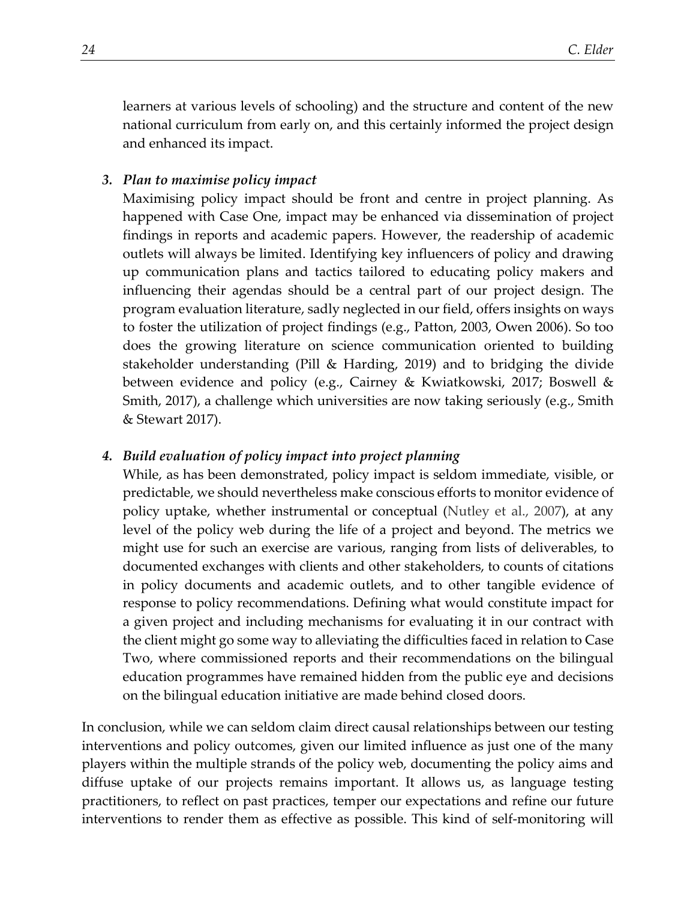learners at various levels of schooling) and the structure and content of the new national curriculum from early on, and this certainly informed the project design and enhanced its impact.

3. ***Plan to maximise policy impact***

   Maximising policy impact should be front and centre in project planning. As happened with Case One, impact may be enhanced via dissemination of project findings in reports and academic papers. However, the readership of academic outlets will always be limited. Identifying key influencers of policy and drawing up communication plans and tactics tailored to educating policy makers and influencing their agendas should be a central part of our project design. The program evaluation literature, sadly neglected in our field, offers insights on ways to foster the utilization of project findings (e.g., Patton, 2003, Owen 2006). So too does the growing literature on science communication oriented to building stakeholder understanding (Pill & Harding, 2019) and to bridging the divide between evidence and policy (e.g., Cairney & Kwiatkowski, 2017; Boswell & Smith, 2017), a challenge which universities are now taking seriously (e.g., Smith & Stewart 2017).

4. ***Build evaluation of policy impact into project planning***

   While, as has been demonstrated, policy impact is seldom immediate, visible, or predictable, we should nevertheless make conscious efforts to monitor evidence of policy uptake, whether instrumental or conceptual (Nutley et al., 2007), at any level of the policy web during the life of a project and beyond. The metrics we might use for such an exercise are various, ranging from lists of deliverables, to documented exchanges with clients and other stakeholders, to counts of citations in policy documents and academic outlets, and to other tangible evidence of response to policy recommendations. Defining what would constitute impact for a given project and including mechanisms for evaluating it in our contract with the client might go some way to alleviating the difficulties faced in relation to Case Two, where commissioned reports and their recommendations on the bilingual education programmes have remained hidden from the public eye and decisions on the bilingual education initiative are made behind closed doors.

In conclusion, while we can seldom claim direct causal relationships between our testing interventions and policy outcomes, given our limited influence as just one of the many players within the multiple strands of the policy web, documenting the policy aims and diffuse uptake of our projects remains important. It allows us, as language testing practitioners, to reflect on past practices, temper our expectations and refine our future interventions to render them as effective as possible. This kind of self-monitoring will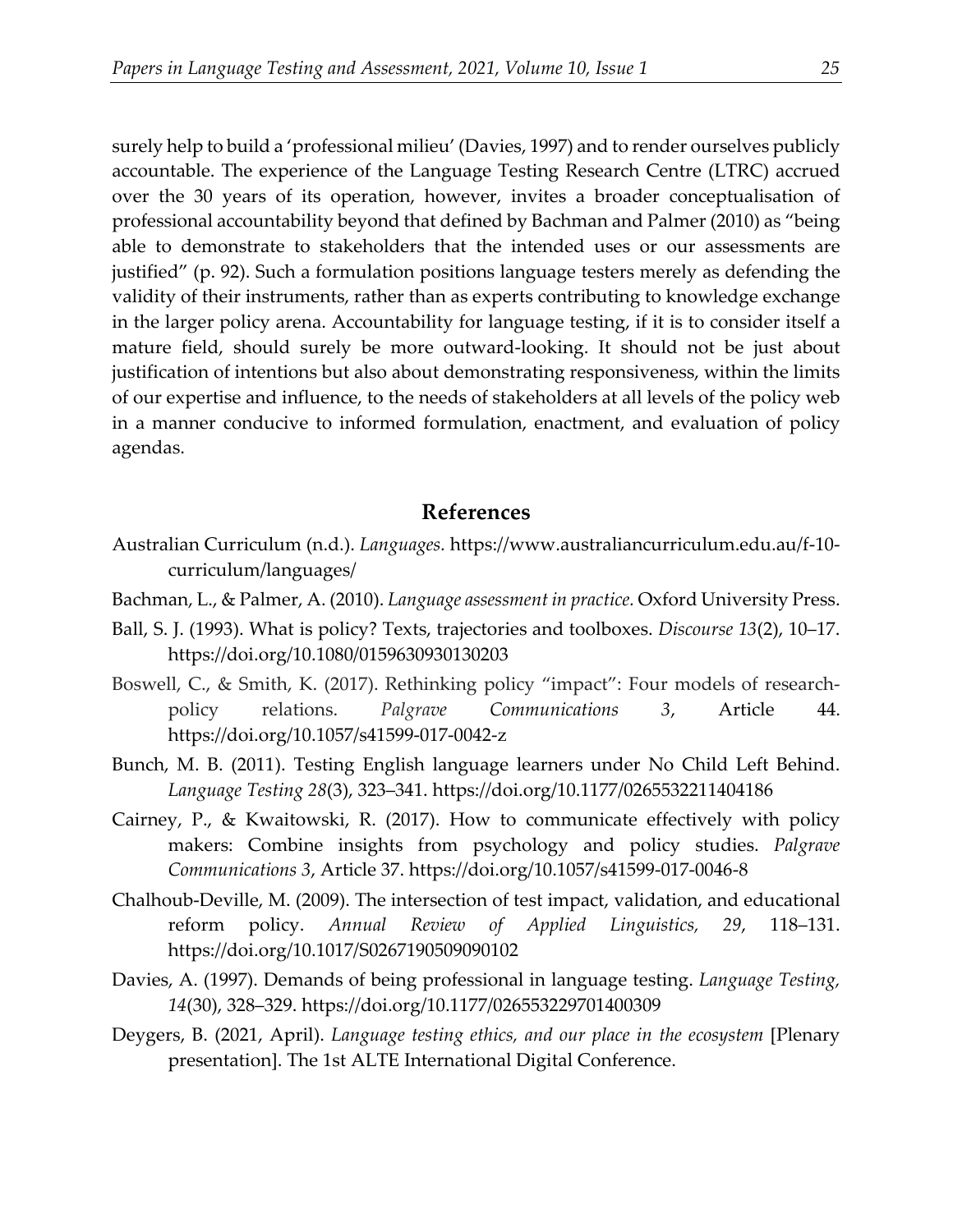surely help to build a 'professional milieu' (Davies, 1997) and to render ourselves publicly accountable. The experience of the Language Testing Research Centre (LTRC) accrued over the 30 years of its operation, however, invites a broader conceptualisation of professional accountability beyond that defined by Bachman and Palmer (2010) as "being able to demonstrate to stakeholders that the intended uses or our assessments are justified" (p. 92). Such a formulation positions language testers merely as defending the validity of their instruments, rather than as experts contributing to knowledge exchange in the larger policy arena. Accountability for language testing, if it is to consider itself a mature field, should surely be more outward-looking. It should not be just about justification of intentions but also about demonstrating responsiveness, within the limits of our expertise and influence, to the needs of stakeholders at all levels of the policy web in a manner conducive to informed formulation, enactment, and evaluation of policy agendas.

## References

Australian Curriculum (n.d.). *Languages.* https://www.australiancurriculum.edu.au/f-10-curriculum/languages/

Bachman, L., & Palmer, A. (2010). *Language assessment in practice.* Oxford University Press.

Ball, S. J. (1993). What is policy? Texts, trajectories and toolboxes. *Discourse 13*(2), 10–17. https://doi.org/10.1080/0159630930130203

Boswell, C., & Smith, K. (2017). Rethinking policy "impact": Four models of research-policy relations. *Palgrave Communications 3*, Article 44. https://doi.org/10.1057/s41599-017-0042-z

Bunch, M. B. (2011). Testing English language learners under No Child Left Behind. *Language Testing 28*(3), 323–341. https://doi.org/10.1177/0265532211404186

Cairney, P., & Kwaitowski, R. (2017). How to communicate effectively with policy makers: Combine insights from psychology and policy studies. *Palgrave Communications 3*, Article 37. https://doi.org/10.1057/s41599-017-0046-8

Chalhoub-Deville, M. (2009). The intersection of test impact, validation, and educational reform policy. *Annual Review of Applied Linguistics, 29*, 118–131. https://doi.org/10.1017/S0267190509090102

Davies, A. (1997). Demands of being professional in language testing. *Language Testing, 14*(30), 328–329. https://doi.org/10.1177/026553229701400309

Deygers, B. (2021, April). *Language testing ethics, and our place in the ecosystem* [Plenary presentation]. The 1st ALTE International Digital Conference.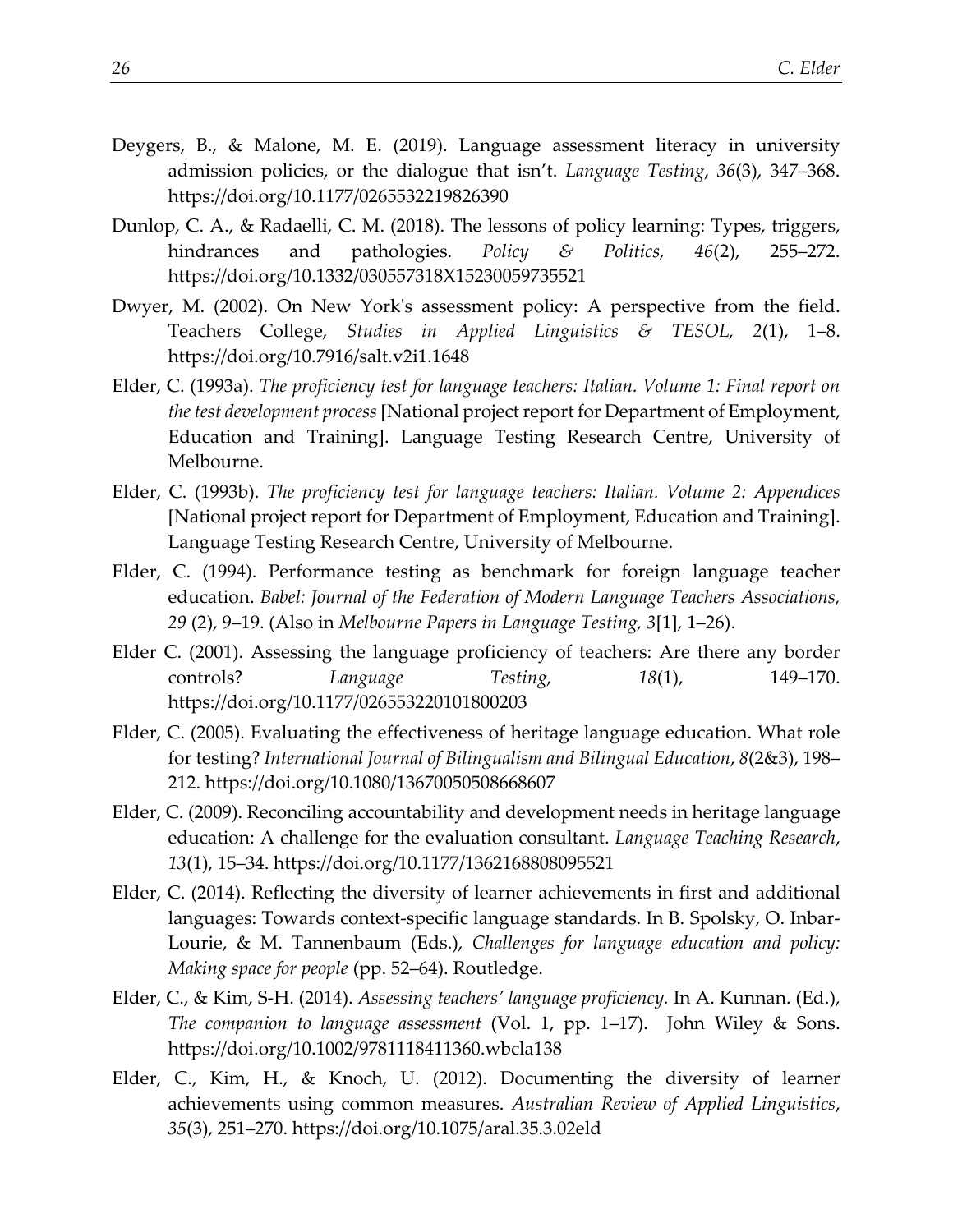Deygers, B., & Malone, M. E. (2019). Language assessment literacy in university admission policies, or the dialogue that isn't. *Language Testing*, *36*(3), 347–368. https://doi.org/10.1177/0265532219826390

Dunlop, C. A., & Radaelli, C. M. (2018). The lessons of policy learning: Types, triggers, hindrances and pathologies. *Policy & Politics, 46*(2), 255–272. https://doi.org/10.1332/030557318X15230059735521

Dwyer, M. (2002). On New York's assessment policy: A perspective from the field. Teachers College, *Studies in Applied Linguistics & TESOL, 2*(1), 1–8. https://doi.org/10.7916/salt.v2i1.1648

Elder, C. (1993a). *The proficiency test for language teachers: Italian. Volume 1: Final report on the test development process* [National project report for Department of Employment, Education and Training]. Language Testing Research Centre, University of Melbourne.

Elder, C. (1993b). *The proficiency test for language teachers: Italian. Volume 2: Appendices* [National project report for Department of Employment, Education and Training]. Language Testing Research Centre, University of Melbourne.

Elder, C. (1994). Performance testing as benchmark for foreign language teacher education. *Babel: Journal of the Federation of Modern Language Teachers Associations, 29* (2), 9–19. (Also in *Melbourne Papers in Language Testing, 3*[1], 1–26).

Elder C. (2001). Assessing the language proficiency of teachers: Are there any border controls? *Language Testing*, *18*(1), 149–170. https://doi.org/10.1177/026553220101800203

Elder, C. (2005). Evaluating the effectiveness of heritage language education. What role for testing? *International Journal of Bilingualism and Bilingual Education*, *8*(2&3), 198–212. https://doi.org/10.1080/13670050508668607

Elder, C. (2009). Reconciling accountability and development needs in heritage language education: A challenge for the evaluation consultant. *Language Teaching Research*, *13*(1), 15–34. https://doi.org/10.1177/1362168808095521

Elder, C. (2014). Reflecting the diversity of learner achievements in first and additional languages: Towards context-specific language standards. In B. Spolsky, O. Inbar-Lourie, & M. Tannenbaum (Eds.), *Challenges for language education and policy: Making space for people* (pp. 52–64). Routledge.

Elder, C., & Kim, S-H. (2014). *Assessing teachers' language proficiency.* In A. Kunnan. (Ed.), *The companion to language assessment* (Vol. 1, pp. 1–17). John Wiley & Sons. https://doi.org/10.1002/9781118411360.wbcla138

Elder, C., Kim, H., & Knoch, U. (2012). Documenting the diversity of learner achievements using common measures. *Australian Review of Applied Linguistics*, *35*(3), 251–270. https://doi.org/10.1075/aral.35.3.02eld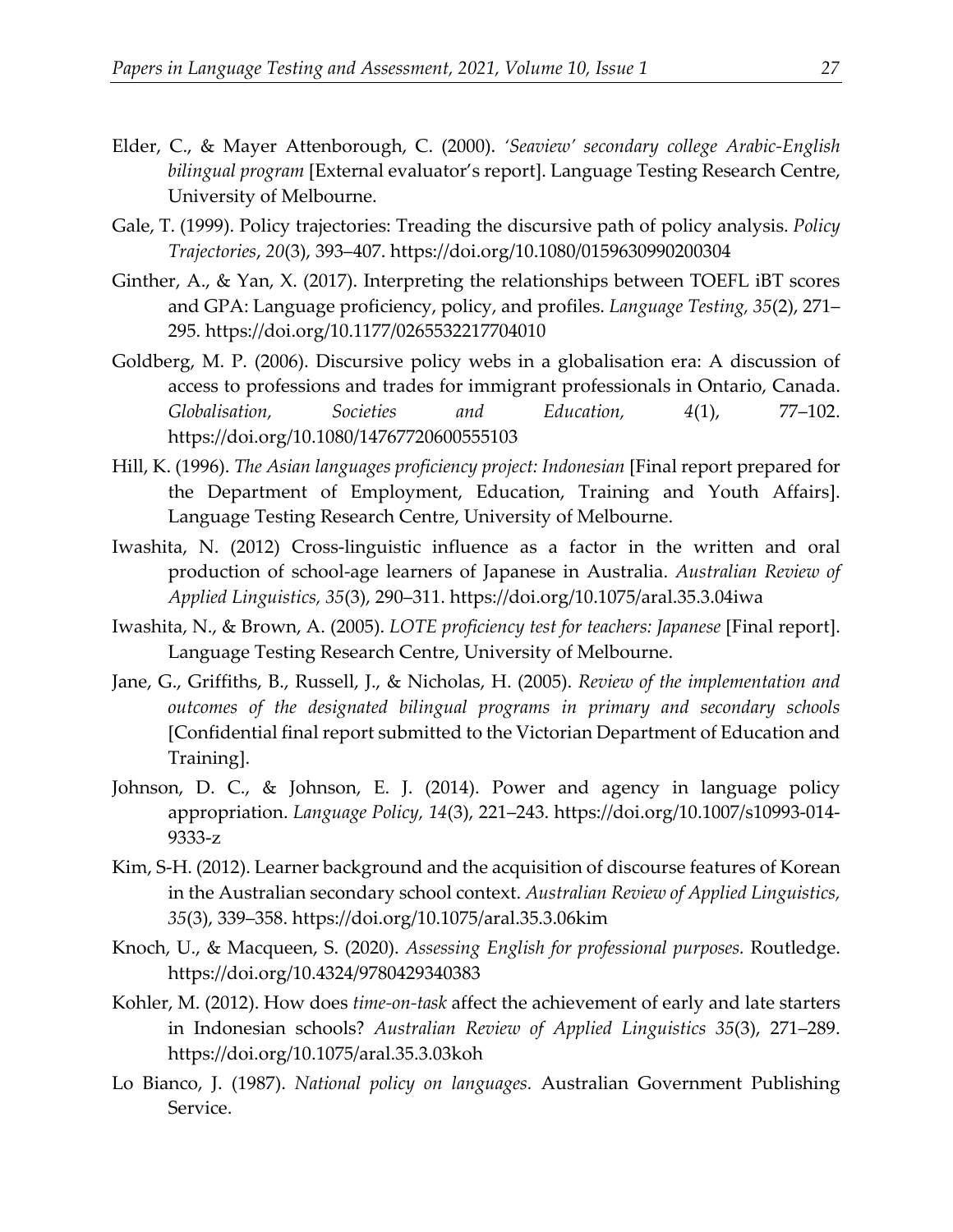Elder, C., & Mayer Attenborough, C. (2000). *'Seaview' secondary college Arabic-English bilingual program* [External evaluator's report]. Language Testing Research Centre, University of Melbourne.

Gale, T. (1999). Policy trajectories: Treading the discursive path of policy analysis. *Policy Trajectories*, *20*(3), 393–407. https://doi.org/10.1080/0159630990200304

Ginther, A., & Yan, X. (2017). Interpreting the relationships between TOEFL iBT scores and GPA: Language proficiency, policy, and profiles. *Language Testing, 35*(2), 271–295. https://doi.org/10.1177/0265532217704010

Goldberg, M. P. (2006). Discursive policy webs in a globalisation era: A discussion of access to professions and trades for immigrant professionals in Ontario, Canada. *Globalisation, Societies and Education, 4*(1), 77–102. https://doi.org/10.1080/14767720600555103

Hill, K. (1996). *The Asian languages proficiency project: Indonesian* [Final report prepared for the Department of Employment, Education, Training and Youth Affairs]. Language Testing Research Centre, University of Melbourne.

Iwashita, N. (2012) Cross-linguistic influence as a factor in the written and oral production of school-age learners of Japanese in Australia. *Australian Review of Applied Linguistics, 35*(3), 290–311. https://doi.org/10.1075/aral.35.3.04iwa

Iwashita, N., & Brown, A. (2005). *LOTE proficiency test for teachers: Japanese* [Final report]. Language Testing Research Centre, University of Melbourne.

Jane, G., Griffiths, B., Russell, J., & Nicholas, H. (2005). *Review of the implementation and outcomes of the designated bilingual programs in primary and secondary schools* [Confidential final report submitted to the Victorian Department of Education and Training].

Johnson, D. C., & Johnson, E. J. (2014). Power and agency in language policy appropriation. *Language Policy, 14*(3), 221–243. https://doi.org/10.1007/s10993-014-9333-z

Kim, S-H. (2012). Learner background and the acquisition of discourse features of Korean in the Australian secondary school context. *Australian Review of Applied Linguistics, 35*(3), 339–358. https://doi.org/10.1075/aral.35.3.06kim

Knoch, U., & Macqueen, S. (2020). *Assessing English for professional purposes.* Routledge. https://doi.org/10.4324/9780429340383

Kohler, M. (2012). How does *time-on-task* affect the achievement of early and late starters in Indonesian schools? *Australian Review of Applied Linguistics 35*(3), 271–289. https://doi.org/10.1075/aral.35.3.03koh

Lo Bianco, J. (1987). *National policy on languages.* Australian Government Publishing Service.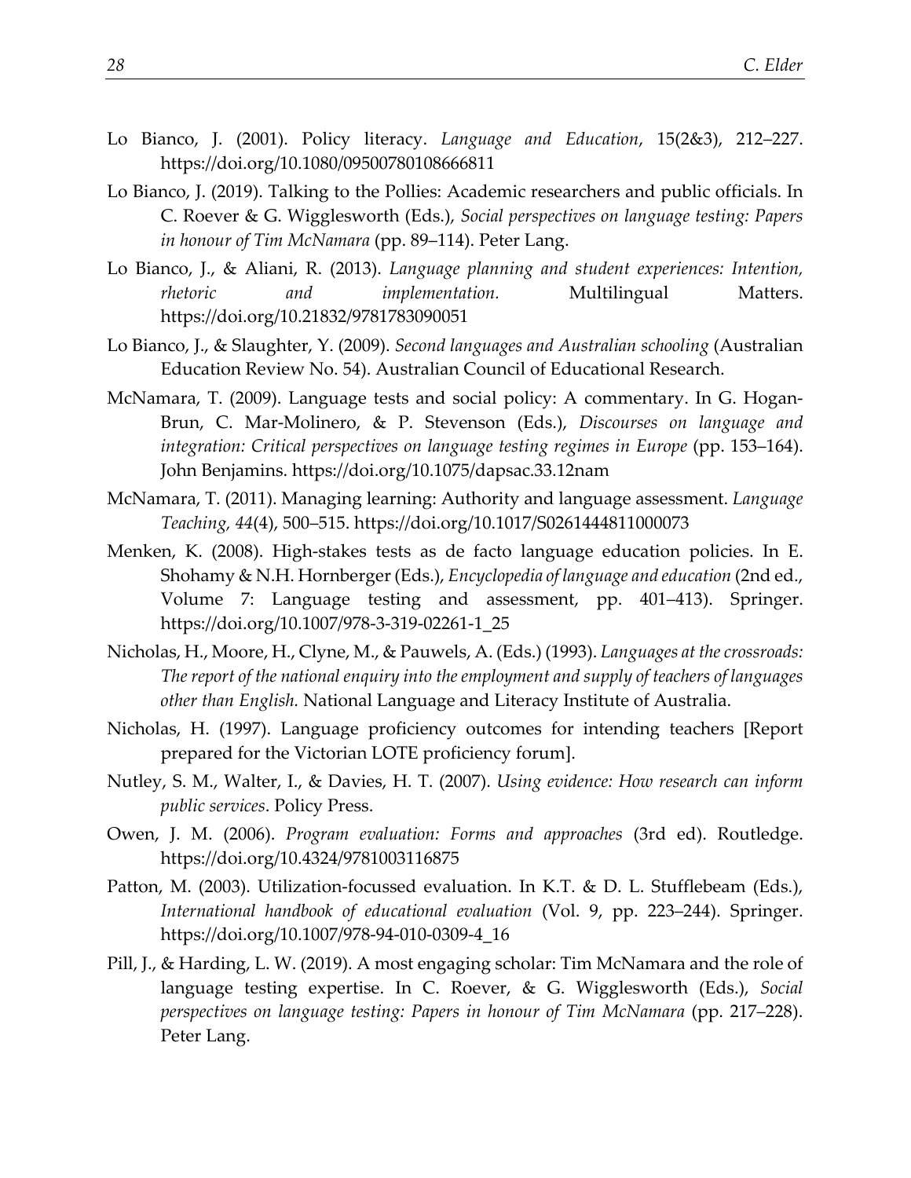Lo Bianco, J. (2001). Policy literacy. *Language and Education*, 15(2&3), 212–227. https://doi.org/10.1080/09500780108666811

Lo Bianco, J. (2019). Talking to the Pollies: Academic researchers and public officials. In C. Roever & G. Wigglesworth (Eds.), *Social perspectives on language testing: Papers in honour of Tim McNamara* (pp. 89–114). Peter Lang.

Lo Bianco, J., & Aliani, R. (2013). *Language planning and student experiences: Intention, rhetoric and implementation.* Multilingual Matters. https://doi.org/10.21832/9781783090051

Lo Bianco, J., & Slaughter, Y. (2009). *Second languages and Australian schooling* (Australian Education Review No. 54). Australian Council of Educational Research.

McNamara, T. (2009). Language tests and social policy: A commentary. In G. Hogan-Brun, C. Mar-Molinero, & P. Stevenson (Eds.), *Discourses on language and integration: Critical perspectives on language testing regimes in Europe* (pp. 153–164). John Benjamins. https://doi.org/10.1075/dapsac.33.12nam

McNamara, T. (2011). Managing learning: Authority and language assessment. *Language Teaching, 44*(4), 500–515. https://doi.org/10.1017/S0261444811000073

Menken, K. (2008). High-stakes tests as de facto language education policies. In E. Shohamy & N.H. Hornberger (Eds.), *Encyclopedia of language and education* (2nd ed., Volume 7: Language testing and assessment, pp. 401–413). Springer. https://doi.org/10.1007/978-3-319-02261-1_25

Nicholas, H., Moore, H., Clyne, M., & Pauwels, A. (Eds.) (1993). *Languages at the crossroads: The report of the national enquiry into the employment and supply of teachers of languages other than English.* National Language and Literacy Institute of Australia.

Nicholas, H. (1997). Language proficiency outcomes for intending teachers [Report prepared for the Victorian LOTE proficiency forum].

Nutley, S. M., Walter, I., & Davies, H. T. (2007). *Using evidence: How research can inform public services*. Policy Press.

Owen, J. M. (2006). *Program evaluation: Forms and approaches* (3rd ed). Routledge. https://doi.org/10.4324/9781003116875

Patton, M. (2003). Utilization-focussed evaluation. In K.T. & D. L. Stufflebeam (Eds.), *International handbook of educational evaluation* (Vol. 9, pp. 223–244). Springer. https://doi.org/10.1007/978-94-010-0309-4_16

Pill, J., & Harding, L. W. (2019). A most engaging scholar: Tim McNamara and the role of language testing expertise. In C. Roever, & G. Wigglesworth (Eds.), *Social perspectives on language testing: Papers in honour of Tim McNamara* (pp. 217–228). Peter Lang.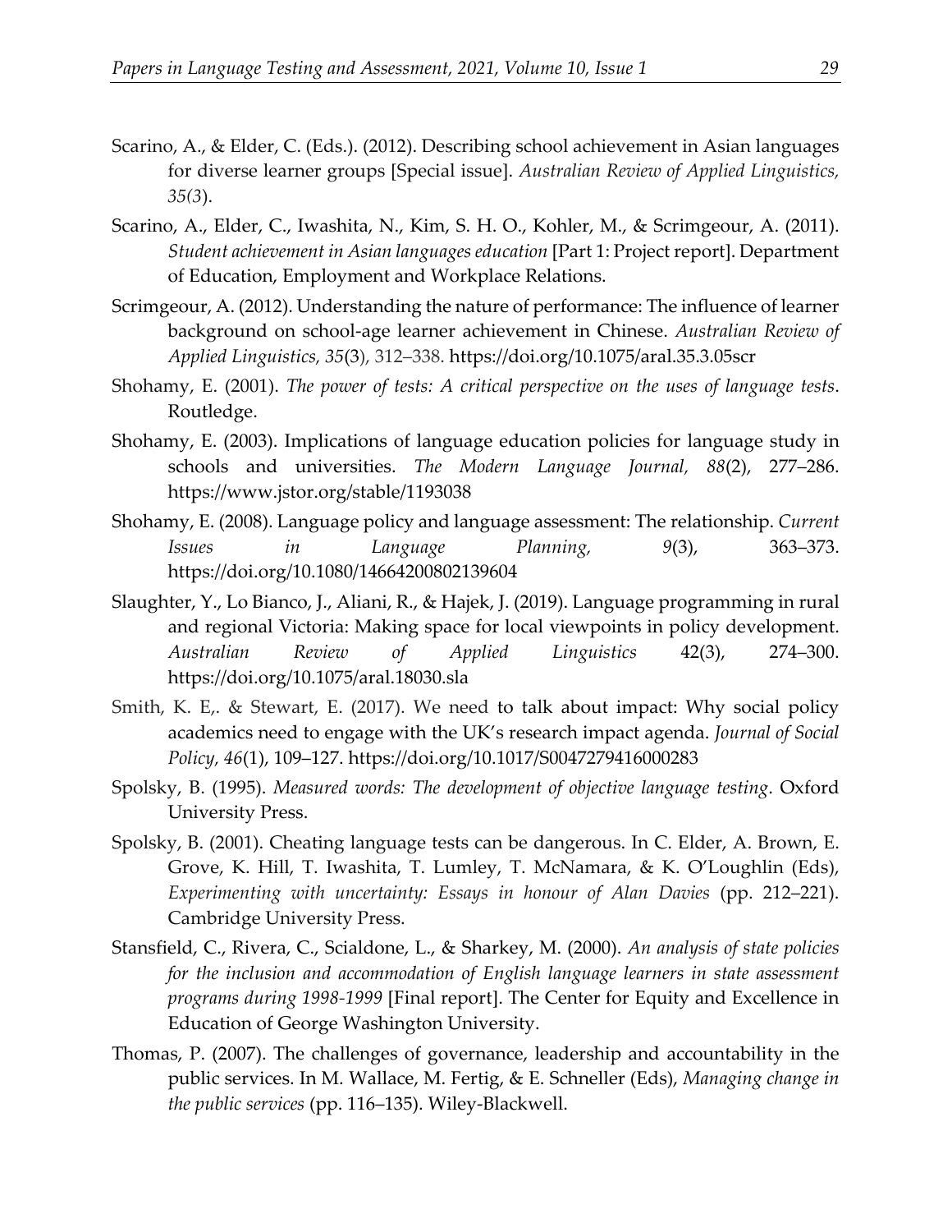Scarino, A., & Elder, C. (Eds.). (2012). Describing school achievement in Asian languages for diverse learner groups [Special issue]. *Australian Review of Applied Linguistics, 35(3*).

Scarino, A., Elder, C., Iwashita, N., Kim, S. H. O., Kohler, M., & Scrimgeour, A. (2011). *Student achievement in Asian languages education* [Part 1: Project report]. Department of Education, Employment and Workplace Relations.

Scrimgeour, A. (2012). Understanding the nature of performance: The influence of learner background on school-age learner achievement in Chinese. *Australian Review of Applied Linguistics, 35*(3), 312–338. https://doi.org/10.1075/aral.35.3.05scr

Shohamy, E. (2001). *The power of tests: A critical perspective on the uses of language tests*. Routledge.

Shohamy, E. (2003). Implications of language education policies for language study in schools and universities. *The Modern Language Journal, 88*(2), 277–286. https://www.jstor.org/stable/1193038

Shohamy, E. (2008). Language policy and language assessment: The relationship. *Current Issues in Language Planning, 9*(3), 363–373. https://doi.org/10.1080/14664200802139604

Slaughter, Y., Lo Bianco, J., Aliani, R., & Hajek, J. (2019). Language programming in rural and regional Victoria: Making space for local viewpoints in policy development. *Australian Review of Applied Linguistics* 42(3), 274–300. https://doi.org/10.1075/aral.18030.sla

Smith, K. E,. & Stewart, E. (2017). We need to talk about impact: Why social policy academics need to engage with the UK's research impact agenda. *Journal of Social Policy, 46*(1), 109–127. https://doi.org/10.1017/S0047279416000283

Spolsky, B. (1995). *Measured words: The development of objective language testing*. Oxford University Press.

Spolsky, B. (2001). Cheating language tests can be dangerous. In C. Elder, A. Brown, E. Grove, K. Hill, T. Iwashita, T. Lumley, T. McNamara, & K. O'Loughlin (Eds), *Experimenting with uncertainty: Essays in honour of Alan Davies* (pp. 212–221). Cambridge University Press.

Stansfield, C., Rivera, C., Scialdone, L., & Sharkey, M. (2000). *An analysis of state policies for the inclusion and accommodation of English language learners in state assessment programs during 1998-1999* [Final report]. The Center for Equity and Excellence in Education of George Washington University.

Thomas, P. (2007). The challenges of governance, leadership and accountability in the public services. In M. Wallace, M. Fertig, & E. Schneller (Eds), *Managing change in the public services* (pp. 116–135). Wiley-Blackwell.